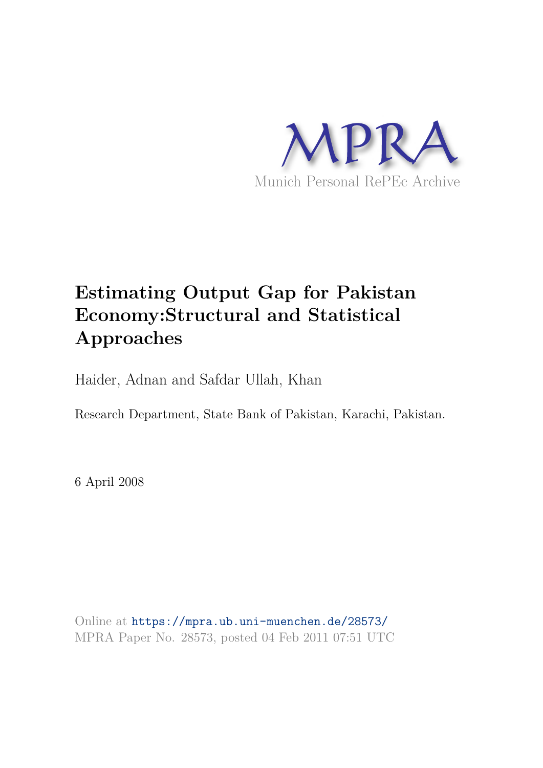MPRA

Munich Personal RePEc Archive

# Estimating Output Gap for Pakistan Economy:Structural and Statistical Approaches

Haider, Adnan and Safdar Ullah, Khan

Research Department, State Bank of Pakistan, Karachi, Pakistan.

6 April 2008

Online at https://mpra.ub.uni-muenchen.de/28573/
MPRA Paper No. 28573, posted 04 Feb 2011 07:51 UTC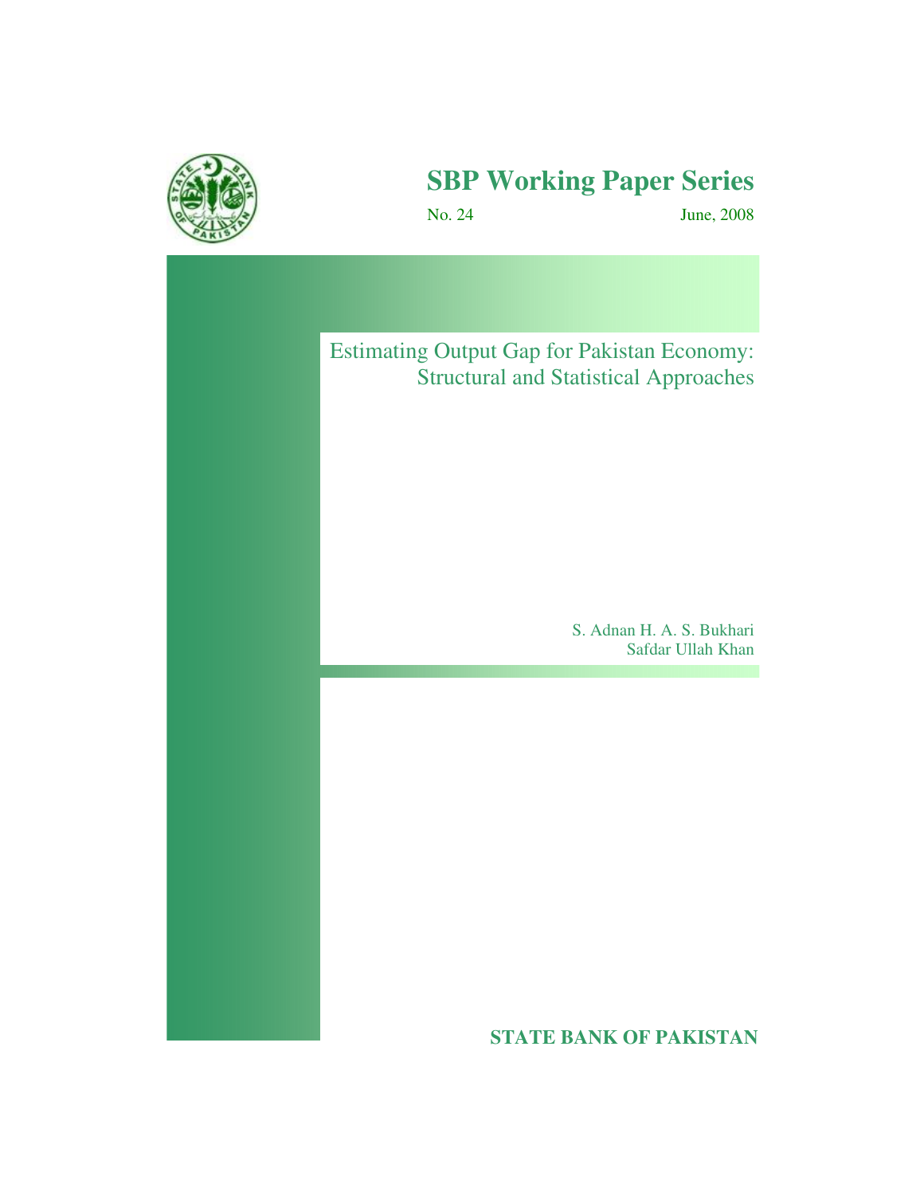# SBP Working Paper Series

No. 24 June, 2008

Estimating Output Gap for Pakistan Economy: Structural and Statistical Approaches

S. Adnan H. A. S. Bukhari
Safdar Ullah Khan

**STATE BANK OF PAKISTAN**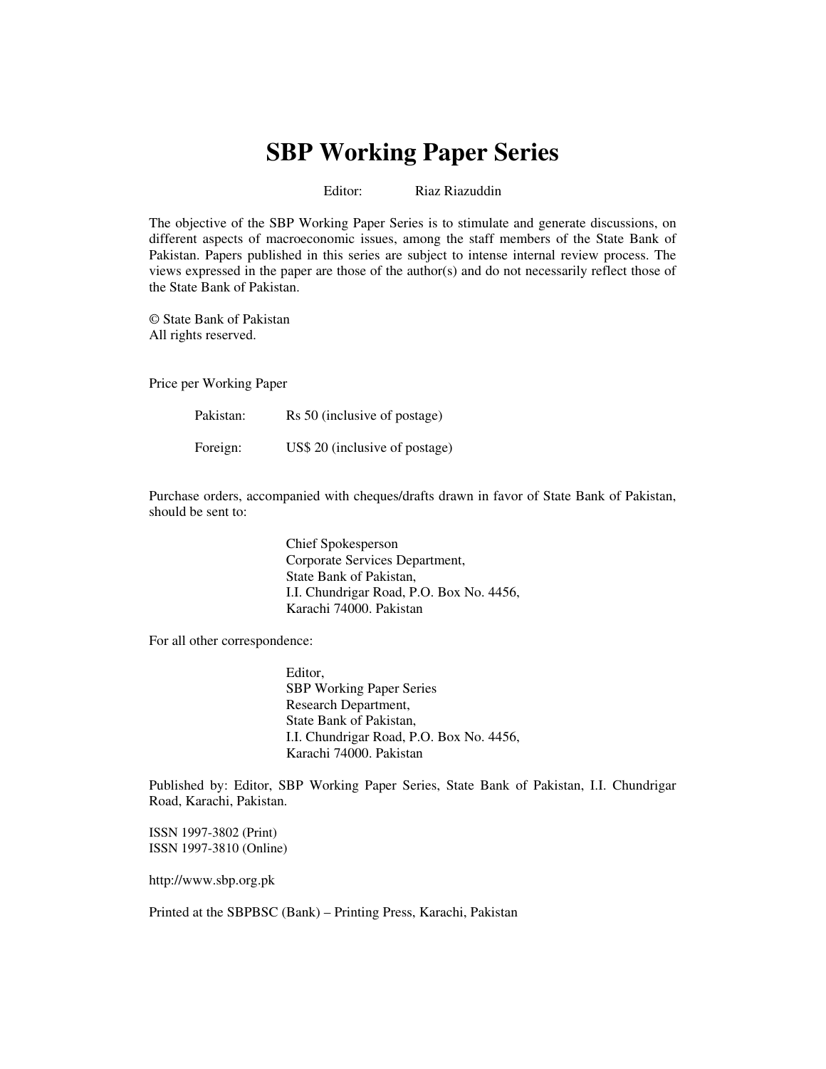# SBP Working Paper Series

Editor: Riaz Riazuddin

The objective of the SBP Working Paper Series is to stimulate and generate discussions, on different aspects of macroeconomic issues, among the staff members of the State Bank of Pakistan. Papers published in this series are subject to intense internal review process. The views expressed in the paper are those of the author(s) and do not necessarily reflect those of the State Bank of Pakistan.

© State Bank of Pakistan
All rights reserved.

Price per Working Paper

Pakistan: Rs 50 (inclusive of postage)

Foreign: US$ 20 (inclusive of postage)

Purchase orders, accompanied with cheques/drafts drawn in favor of State Bank of Pakistan, should be sent to:

Chief Spokesperson
Corporate Services Department,
State Bank of Pakistan,
I.I. Chundrigar Road, P.O. Box No. 4456,
Karachi 74000. Pakistan

For all other correspondence:

Editor,
SBP Working Paper Series
Research Department,
State Bank of Pakistan,
I.I. Chundrigar Road, P.O. Box No. 4456,
Karachi 74000. Pakistan

Published by: Editor, SBP Working Paper Series, State Bank of Pakistan, I.I. Chundrigar Road, Karachi, Pakistan.

ISSN 1997-3802 (Print)
ISSN 1997-3810 (Online)

http://www.sbp.org.pk

Printed at the SBPBSC (Bank) – Printing Press, Karachi, Pakistan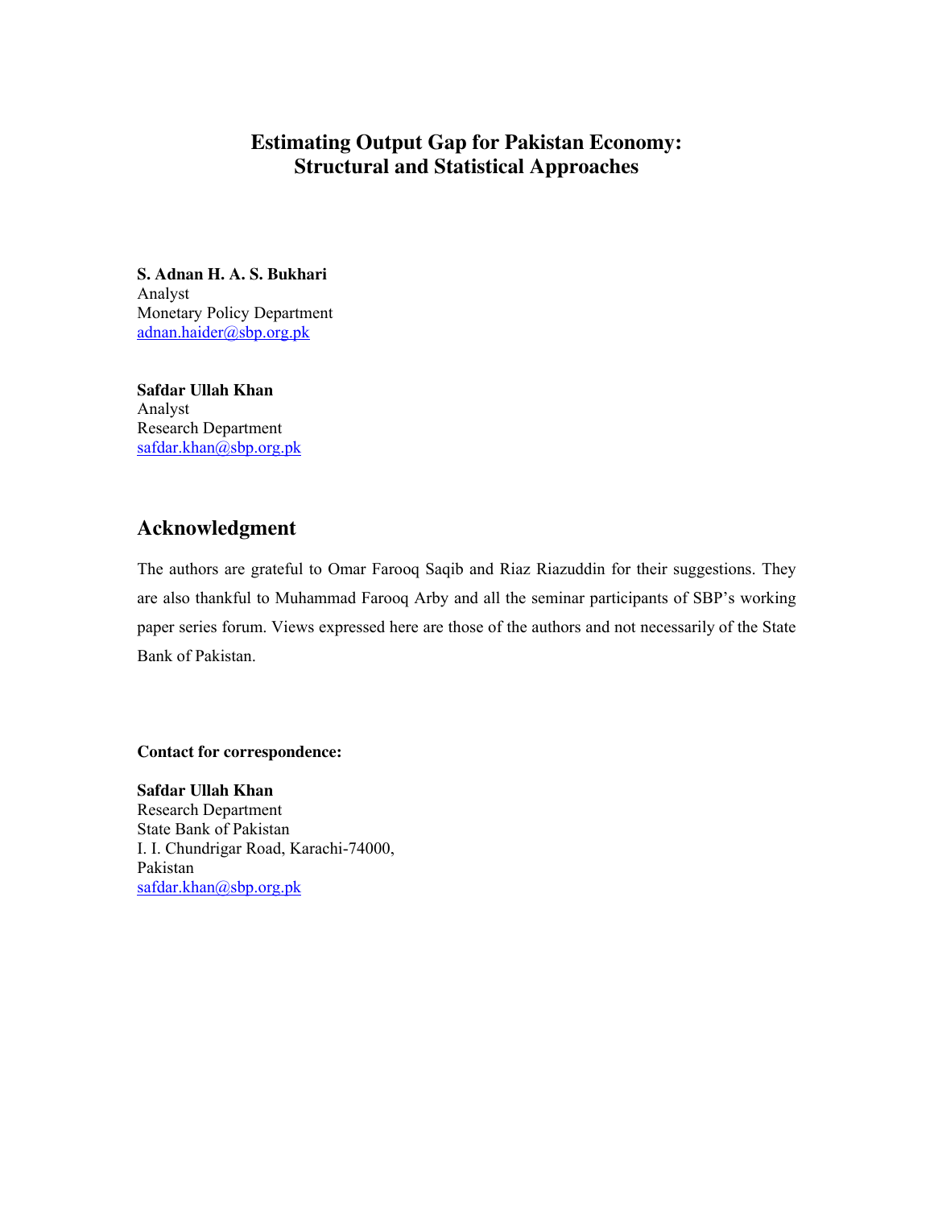# Estimating Output Gap for Pakistan Economy: Structural and Statistical Approaches

**S. Adnan H. A. S. Bukhari**
Analyst
Monetary Policy Department
adnan.haider@sbp.org.pk

**Safdar Ullah Khan**
Analyst
Research Department
safdar.khan@sbp.org.pk

## Acknowledgment

The authors are grateful to Omar Farooq Saqib and Riaz Riazuddin for their suggestions. They are also thankful to Muhammad Farooq Arby and all the seminar participants of SBP's working paper series forum. Views expressed here are those of the authors and not necessarily of the State Bank of Pakistan.

**Contact for correspondence:**

**Safdar Ullah Khan**
Research Department
State Bank of Pakistan
I. I. Chundrigar Road, Karachi-74000,
Pakistan
safdar.khan@sbp.org.pk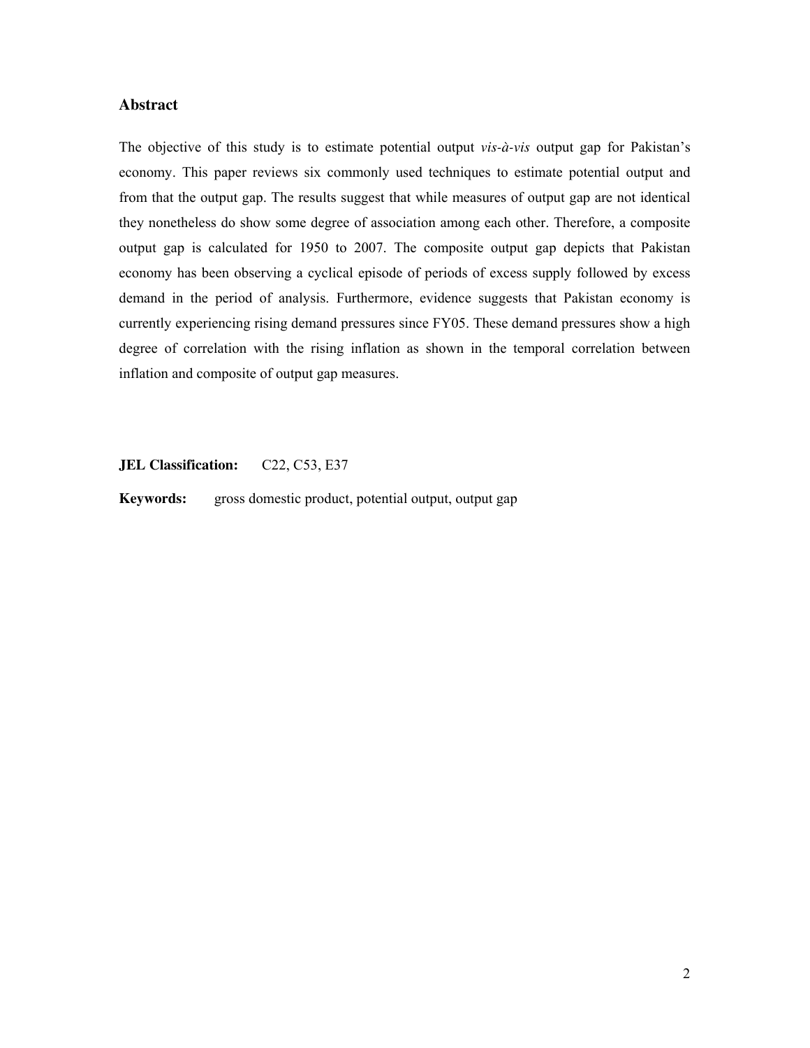## Abstract

The objective of this study is to estimate potential output *vis-à-vis* output gap for Pakistan's economy. This paper reviews six commonly used techniques to estimate potential output and from that the output gap. The results suggest that while measures of output gap are not identical they nonetheless do show some degree of association among each other. Therefore, a composite output gap is calculated for 1950 to 2007. The composite output gap depicts that Pakistan economy has been observing a cyclical episode of periods of excess supply followed by excess demand in the period of analysis. Furthermore, evidence suggests that Pakistan economy is currently experiencing rising demand pressures since FY05. These demand pressures show a high degree of correlation with the rising inflation as shown in the temporal correlation between inflation and composite of output gap measures.

**JEL Classification:** C22, C53, E37

**Keywords:** gross domestic product, potential output, output gap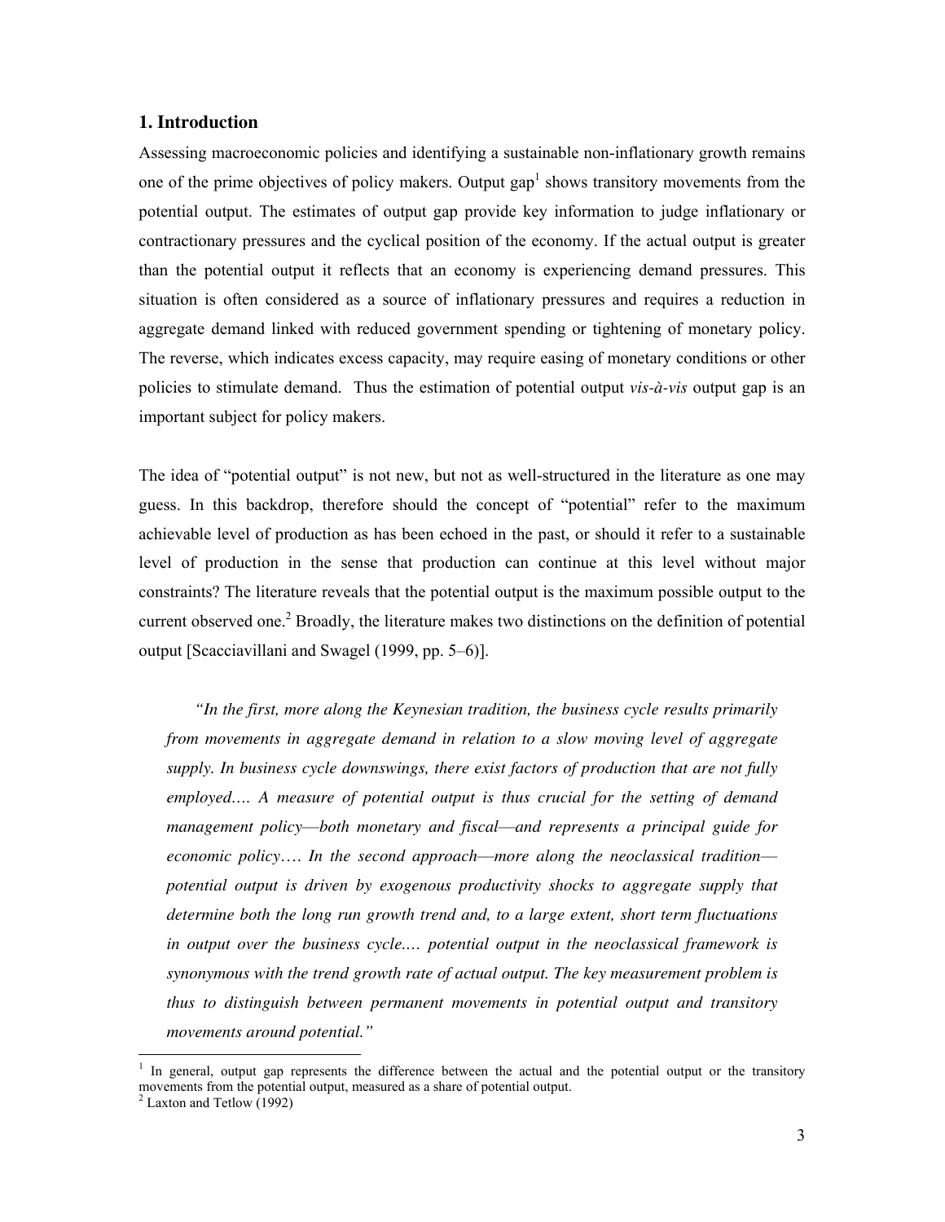## 1. Introduction

Assessing macroeconomic policies and identifying a sustainable non-inflationary growth remains one of the prime objectives of policy makers. Output gap[1] shows transitory movements from the potential output. The estimates of output gap provide key information to judge inflationary or contractionary pressures and the cyclical position of the economy. If the actual output is greater than the potential output it reflects that an economy is experiencing demand pressures. This situation is often considered as a source of inflationary pressures and requires a reduction in aggregate demand linked with reduced government spending or tightening of monetary policy. The reverse, which indicates excess capacity, may require easing of monetary conditions or other policies to stimulate demand. Thus the estimation of potential output *vis-à-vis* output gap is an important subject for policy makers.

The idea of "potential output" is not new, but not as well-structured in the literature as one may guess. In this backdrop, therefore should the concept of "potential" refer to the maximum achievable level of production as has been echoed in the past, or should it refer to a sustainable level of production in the sense that production can continue at this level without major constraints? The literature reveals that the potential output is the maximum possible output to the current observed one.[2] Broadly, the literature makes two distinctions on the definition of potential output [Scacciavillani and Swagel (1999, pp. 5–6)].

> *"In the first, more along the Keynesian tradition, the business cycle results primarily from movements in aggregate demand in relation to a slow moving level of aggregate supply. In business cycle downswings, there exist factors of production that are not fully employed…. A measure of potential output is thus crucial for the setting of demand management policy—both monetary and fiscal—and represents a principal guide for economic policy…. In the second approach—more along the neoclassical tradition—potential output is driven by exogenous productivity shocks to aggregate supply that determine both the long run growth trend and, to a large extent, short term fluctuations in output over the business cycle.… potential output in the neoclassical framework is synonymous with the trend growth rate of actual output. The key measurement problem is thus to distinguish between permanent movements in potential output and transitory movements around potential."*

[1] In general, output gap represents the difference between the actual and the potential output or the transitory movements from the potential output, measured as a share of potential output.

[2] Laxton and Tetlow (1992)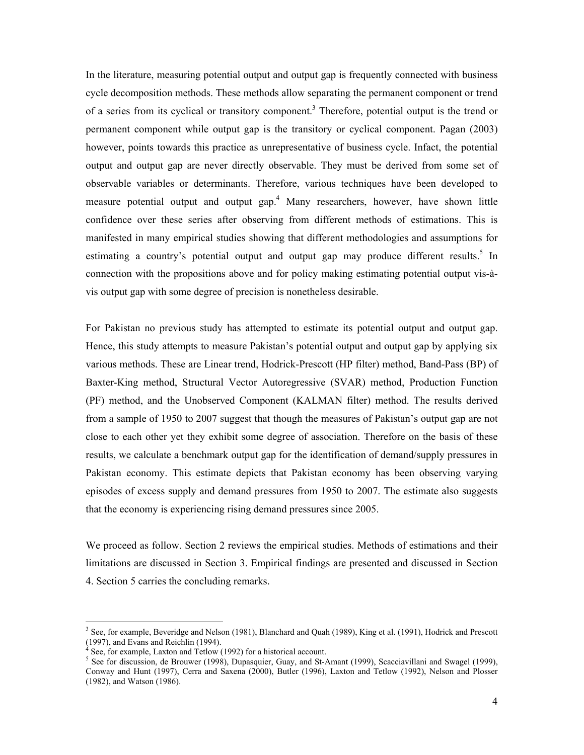In the literature, measuring potential output and output gap is frequently connected with business cycle decomposition methods. These methods allow separating the permanent component or trend of a series from its cyclical or transitory component.[3] Therefore, potential output is the trend or permanent component while output gap is the transitory or cyclical component. Pagan (2003) however, points towards this practice as unrepresentative of business cycle. Infact, the potential output and output gap are never directly observable. They must be derived from some set of observable variables or determinants. Therefore, various techniques have been developed to measure potential output and output gap.[4] Many researchers, however, have shown little confidence over these series after observing from different methods of estimations. This is manifested in many empirical studies showing that different methodologies and assumptions for estimating a country's potential output and output gap may produce different results.[5] In connection with the propositions above and for policy making estimating potential output vis-à-vis output gap with some degree of precision is nonetheless desirable.

For Pakistan no previous study has attempted to estimate its potential output and output gap. Hence, this study attempts to measure Pakistan's potential output and output gap by applying six various methods. These are Linear trend, Hodrick-Prescott (HP filter) method, Band-Pass (BP) of Baxter-King method, Structural Vector Autoregressive (SVAR) method, Production Function (PF) method, and the Unobserved Component (KALMAN filter) method. The results derived from a sample of 1950 to 2007 suggest that though the measures of Pakistan's output gap are not close to each other yet they exhibit some degree of association. Therefore on the basis of these results, we calculate a benchmark output gap for the identification of demand/supply pressures in Pakistan economy. This estimate depicts that Pakistan economy has been observing varying episodes of excess supply and demand pressures from 1950 to 2007. The estimate also suggests that the economy is experiencing rising demand pressures since 2005.

We proceed as follow. Section 2 reviews the empirical studies. Methods of estimations and their limitations are discussed in Section 3. Empirical findings are presented and discussed in Section 4. Section 5 carries the concluding remarks.

---

[3] See, for example, Beveridge and Nelson (1981), Blanchard and Quah (1989), King et al. (1991), Hodrick and Prescott (1997), and Evans and Reichlin (1994).

[4] See, for example, Laxton and Tetlow (1992) for a historical account.

[5] See for discussion, de Brouwer (1998), Dupasquier, Guay, and St-Amant (1999), Scacciavillani and Swagel (1999), Conway and Hunt (1997), Cerra and Saxena (2000), Butler (1996), Laxton and Tetlow (1992), Nelson and Plosser (1982), and Watson (1986).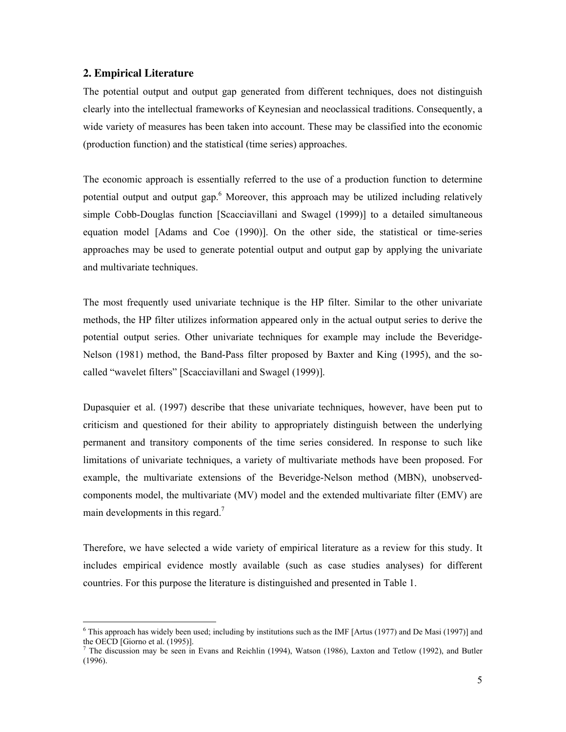## 2. Empirical Literature

The potential output and output gap generated from different techniques, does not distinguish clearly into the intellectual frameworks of Keynesian and neoclassical traditions. Consequently, a wide variety of measures has been taken into account. These may be classified into the economic (production function) and the statistical (time series) approaches.

The economic approach is essentially referred to the use of a production function to determine potential output and output gap.[6] Moreover, this approach may be utilized including relatively simple Cobb-Douglas function [Scacciavillani and Swagel (1999)] to a detailed simultaneous equation model [Adams and Coe (1990)]. On the other side, the statistical or time-series approaches may be used to generate potential output and output gap by applying the univariate and multivariate techniques.

The most frequently used univariate technique is the HP filter. Similar to the other univariate methods, the HP filter utilizes information appeared only in the actual output series to derive the potential output series. Other univariate techniques for example may include the Beveridge-Nelson (1981) method, the Band-Pass filter proposed by Baxter and King (1995), and the so-called "wavelet filters" [Scacciavillani and Swagel (1999)].

Dupasquier et al. (1997) describe that these univariate techniques, however, have been put to criticism and questioned for their ability to appropriately distinguish between the underlying permanent and transitory components of the time series considered. In response to such like limitations of univariate techniques, a variety of multivariate methods have been proposed. For example, the multivariate extensions of the Beveridge-Nelson method (MBN), unobserved-components model, the multivariate (MV) model and the extended multivariate filter (EMV) are main developments in this regard.[7]

Therefore, we have selected a wide variety of empirical literature as a review for this study. It includes empirical evidence mostly available (such as case studies analyses) for different countries. For this purpose the literature is distinguished and presented in Table 1.

---

[6] This approach has widely been used; including by institutions such as the IMF [Artus (1977) and De Masi (1997)] and the OECD [Giorno et al. (1995)].

[7] The discussion may be seen in Evans and Reichlin (1994), Watson (1986), Laxton and Tetlow (1992), and Butler (1996).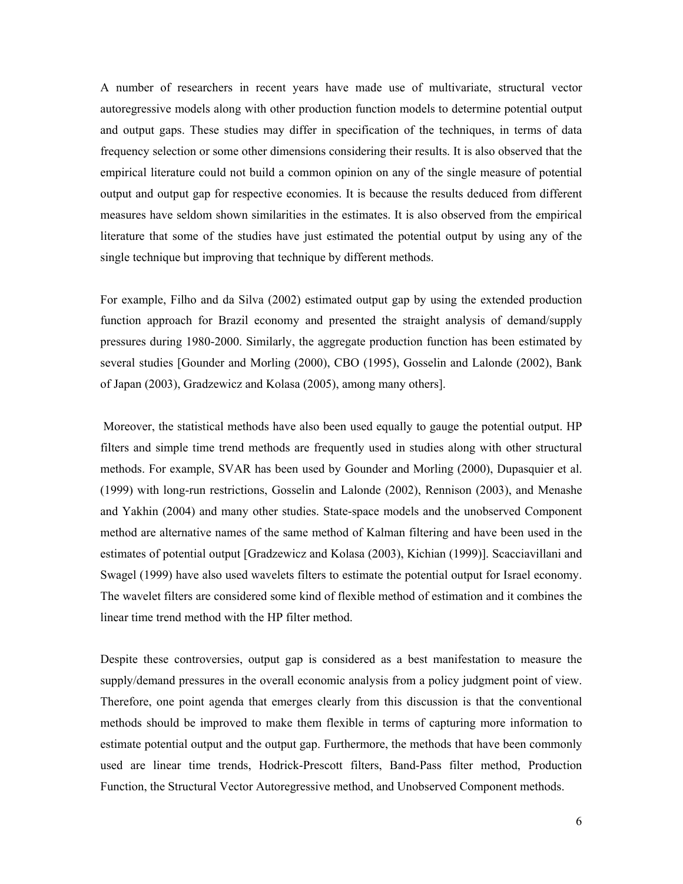A number of researchers in recent years have made use of multivariate, structural vector autoregressive models along with other production function models to determine potential output and output gaps. These studies may differ in specification of the techniques, in terms of data frequency selection or some other dimensions considering their results. It is also observed that the empirical literature could not build a common opinion on any of the single measure of potential output and output gap for respective economies. It is because the results deduced from different measures have seldom shown similarities in the estimates. It is also observed from the empirical literature that some of the studies have just estimated the potential output by using any of the single technique but improving that technique by different methods.

For example, Filho and da Silva (2002) estimated output gap by using the extended production function approach for Brazil economy and presented the straight analysis of demand/supply pressures during 1980-2000. Similarly, the aggregate production function has been estimated by several studies [Gounder and Morling (2000), CBO (1995), Gosselin and Lalonde (2002), Bank of Japan (2003), Gradzewicz and Kolasa (2005), among many others].

Moreover, the statistical methods have also been used equally to gauge the potential output. HP filters and simple time trend methods are frequently used in studies along with other structural methods. For example, SVAR has been used by Gounder and Morling (2000), Dupasquier et al. (1999) with long-run restrictions, Gosselin and Lalonde (2002), Rennison (2003), and Menashe and Yakhin (2004) and many other studies. State-space models and the unobserved Component method are alternative names of the same method of Kalman filtering and have been used in the estimates of potential output [Gradzewicz and Kolasa (2003), Kichian (1999)]. Scacciavillani and Swagel (1999) have also used wavelets filters to estimate the potential output for Israel economy. The wavelet filters are considered some kind of flexible method of estimation and it combines the linear time trend method with the HP filter method.

Despite these controversies, output gap is considered as a best manifestation to measure the supply/demand pressures in the overall economic analysis from a policy judgment point of view. Therefore, one point agenda that emerges clearly from this discussion is that the conventional methods should be improved to make them flexible in terms of capturing more information to estimate potential output and the output gap. Furthermore, the methods that have been commonly used are linear time trends, Hodrick-Prescott filters, Band-Pass filter method, Production Function, the Structural Vector Autoregressive method, and Unobserved Component methods.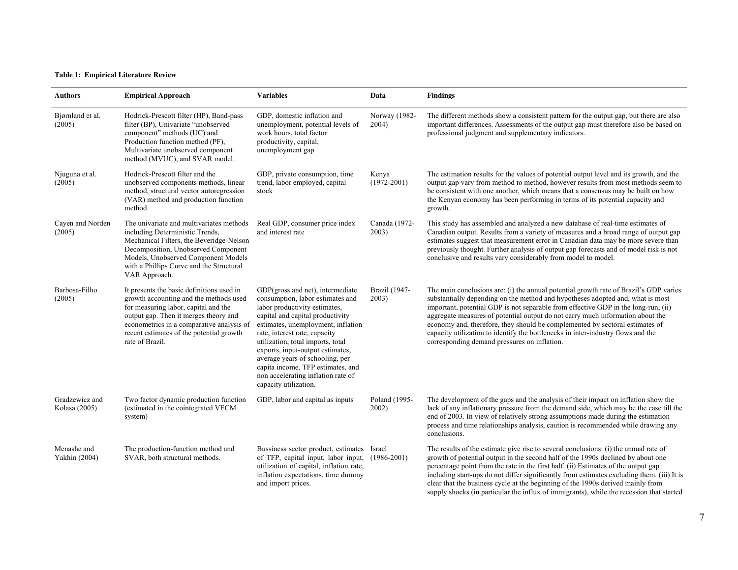**Table 1: Empirical Literature Review**

| Authors | Empirical Approach | Variables | Data | Findings |
|---|---|---|---|---|
| Bjørnland et al. (2005) | Hodrick-Prescott filter (HP), Band-pass filter (BP), Univariate "unobserved component" methods (UC) and Production function method (PF), Multivariate unobserved component method (MVUC), and SVAR model. | GDP, domestic inflation and unemployment, potential levels of work hours, total factor productivity, capital, unemployment gap | Norway (1982-2004) | The different methods show a consistent pattern for the output gap, but there are also important differences. Assessments of the output gap must therefore also be based on professional judgment and supplementary indicators. |
| Njuguna et al. (2005) | Hodrick-Prescott filter and the unobserved components methods, linear method, structural vector autoregression (VAR) method and production function method. | GDP, private consumption, time trend, labor employed, capital stock | Kenya (1972-2001) | The estimation results for the values of potential output level and its growth, and the output gap vary from method to method, however results from most methods seem to be consistent with one another, which means that a consensus may be built on how the Kenyan economy has been performing in terms of its potential capacity and growth. |
| Cayen and Norden (2005) | The univariate and multivariates methods including Deterministic Trends, Mechanical Filters, the Beveridge-Nelson Decomposition, Unobserved Component Models, Unobserved Component Models with a Phillips Curve and the Structural VAR Approach. | Real GDP, consumer price index and interest rate | Canada (1972-2003) | This study has assembled and analyzed a new database of real-time estimates of Canadian output. Results from a variety of measures and a broad range of output gap estimates suggest that measurement error in Canadian data may be more severe than previously thought. Further analysis of output gap forecasts and of model risk is not conclusive and results vary considerably from model to model. |
| Barbosa-Filho (2005) | It presents the basic definitions used in growth accounting and the methods used for measuring labor, capital and the output gap. Then it merges theory and econometrics in a comparative analysis of recent estimates of the potential growth rate of Brazil. | GDP(gross and net), intermediate consumption, labor estimates and labor productivity estimates, capital and capital productivity estimates, unemployment, inflation rate, interest rate, capacity utilization, total imports, total exports, input-output estimates, average years of schooling, per capita income, TFP estimates, and non accelerating inflation rate of capacity utilization. | Brazil (1947-2003) | The main conclusions are: (i) the annual potential growth rate of Brazil's GDP varies substantially depending on the method and hypotheses adopted and, what is most important, potential GDP is not separable from effective GDP in the long-run; (ii) aggregate measures of potential output do not carry much information about the economy and, therefore, they should be complemented by sectoral estimates of capacity utilization to identify the bottlenecks in inter-industry flows and the corresponding demand pressures on inflation. |
| Gradzewicz and Kolasa (2005) | Two factor dynamic production function (estimated in the cointegrated VECM system) | GDP, labor and capital as inputs | Poland (1995-2002) | The development of the gaps and the analysis of their impact on inflation show the lack of any inflationary pressure from the demand side, which may be the case till the end of 2003. In view of relatively strong assumptions made during the estimation process and time relationships analysis, caution is recommended while drawing any conclusions. |
| Menashe and Yakhin (2004) | The production-function method and SVAR, both structural methods. | Bussiness sector product, estimates of TFP, capital input, labor input, utilization of capital, inflation rate, inflation expectations, time dummy and import prices. | Israel (1986-2001) | The results of the estimate give rise to several conclusions: (i) the annual rate of growth of potential output in the second half of the 1990s declined by about one percentage point from the rate in the first half. (ii) Estimates of the output gap including start-ups do not differ significantly from estimates excluding them. (iii) It is clear that the business cycle at the beginning of the 1990s derived mainly from supply shocks (in particular the influx of immigrants), while the recession that started |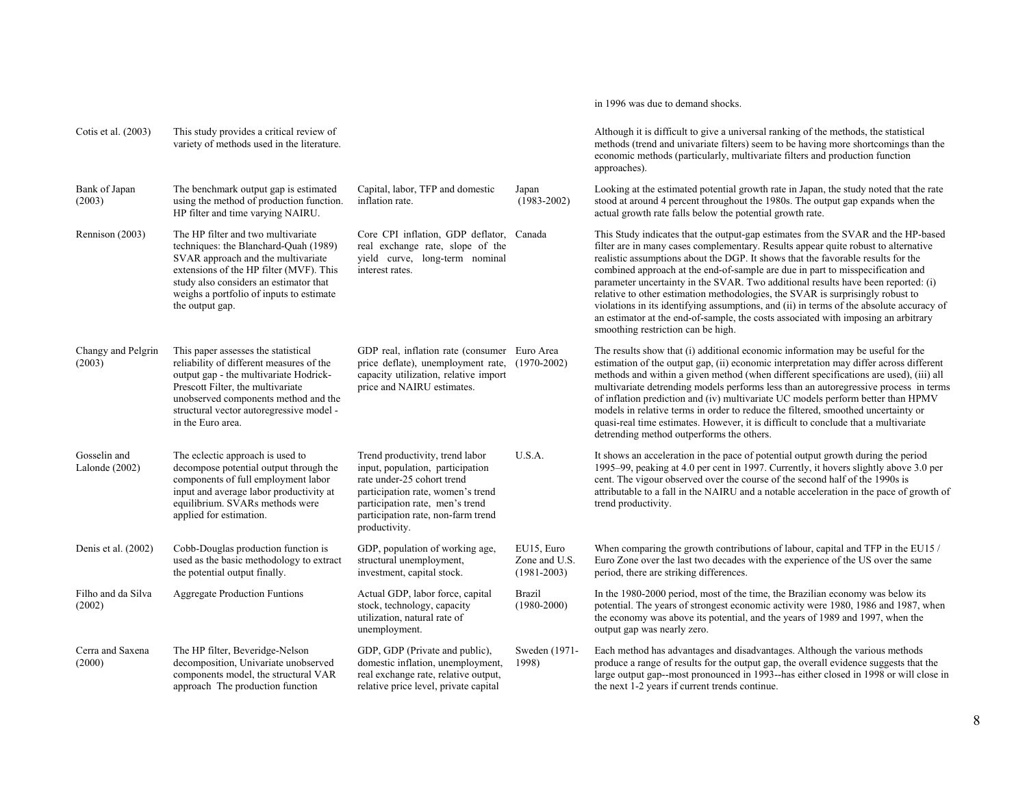| | | | | |
|---|---|---|---|---|
| | | | | in 1996 was due to demand shocks. |
| Cotis et al. (2003) | This study provides a critical review of variety of methods used in the literature. | | | Although it is difficult to give a universal ranking of the methods, the statistical methods (trend and univariate filters) seem to be having more shortcomings than the economic methods (particularly, multivariate filters and production function approaches). |
| Bank of Japan (2003) | The benchmark output gap is estimated using the method of production function. HP filter and time varying NAIRU. | Capital, labor, TFP and domestic inflation rate. | Japan (1983-2002) | Looking at the estimated potential growth rate in Japan, the study noted that the rate stood at around 4 percent throughout the 1980s. The output gap expands when the actual growth rate falls below the potential growth rate. |
| Rennison (2003) | The HP filter and two multivariate techniques: the Blanchard-Quah (1989) SVAR approach and the multivariate extensions of the HP filter (MVF). This study also considers an estimator that weighs a portfolio of inputs to estimate the output gap. | Core CPI inflation, GDP deflator, real exchange rate, slope of the yield curve, long-term nominal interest rates. | Canada | This Study indicates that the output-gap estimates from the SVAR and the HP-based filter are in many cases complementary. Results appear quite robust to alternative realistic assumptions about the DGP. It shows that the favorable results for the combined approach at the end-of-sample are due in part to misspecification and parameter uncertainty in the SVAR. Two additional results have been reported: (i) relative to other estimation methodologies, the SVAR is surprisingly robust to violations in its identifying assumptions, and (ii) in terms of the absolute accuracy of an estimator at the end-of-sample, the costs associated with imposing an arbitrary smoothing restriction can be high. |
| Changy and Pelgrin (2003) | This paper assesses the statistical reliability of different measures of the output gap - the multivariate Hodrick-Prescott Filter, the multivariate unobserved components method and the structural vector autoregressive model - in the Euro area. | GDP real, inflation rate (consumer price deflate), unemployment rate, capacity utilization, relative import price and NAIRU estimates. | Euro Area (1970-2002) | The results show that (i) additional economic information may be useful for the estimation of the output gap, (ii) economic interpretation may differ across different methods and within a given method (when different specifications are used), (iii) all multivariate detrending models performs less than an autoregressive process in terms of inflation prediction and (iv) multivariate UC models perform better than HPMV models in relative terms in order to reduce the filtered, smoothed uncertainty or quasi-real time estimates. However, it is difficult to conclude that a multivariate detrending method outperforms the others. |
| Gosselin and Lalonde (2002) | The eclectic approach is used to decompose potential output through the components of full employment labor input and average labor productivity at equilibrium. SVARs methods were applied for estimation. | Trend productivity, trend labor input, population, participation rate under-25 cohort trend participation rate, women's trend participation rate, men's trend participation rate, non-farm trend productivity. | U.S.A. | It shows an acceleration in the pace of potential output growth during the period 1995–99, peaking at 4.0 per cent in 1997. Currently, it hovers slightly above 3.0 per cent. The vigour observed over the course of the second half of the 1990s is attributable to a fall in the NAIRU and a notable acceleration in the pace of growth of trend productivity. |
| Denis et al. (2002) | Cobb-Douglas production function is used as the basic methodology to extract the potential output finally. | GDP, population of working age, structural unemployment, investment, capital stock. | EU15, Euro Zone and U.S. (1981-2003) | When comparing the growth contributions of labour, capital and TFP in the EU15 / Euro Zone over the last two decades with the experience of the US over the same period, there are striking differences. |
| Filho and da Silva (2002) | Aggregate Production Funtions | Actual GDP, labor force, capital stock, technology, capacity utilization, natural rate of unemployment. | Brazil (1980-2000) | In the 1980-2000 period, most of the time, the Brazilian economy was below its potential. The years of strongest economic activity were 1980, 1986 and 1987, when the economy was above its potential, and the years of 1989 and 1997, when the output gap was nearly zero. |
| Cerra and Saxena (2000) | The HP filter, Beveridge-Nelson decomposition, Univariate unobserved components model, the structural VAR approach The production function | GDP, GDP (Private and public), domestic inflation, unemployment, real exchange rate, relative output, relative price level, private capital | Sweden (1971-1998) | Each method has advantages and disadvantages. Although the various methods produce a range of results for the output gap, the overall evidence suggests that the large output gap--most pronounced in 1993--has either closed in 1998 or will close in the next 1-2 years if current trends continue. |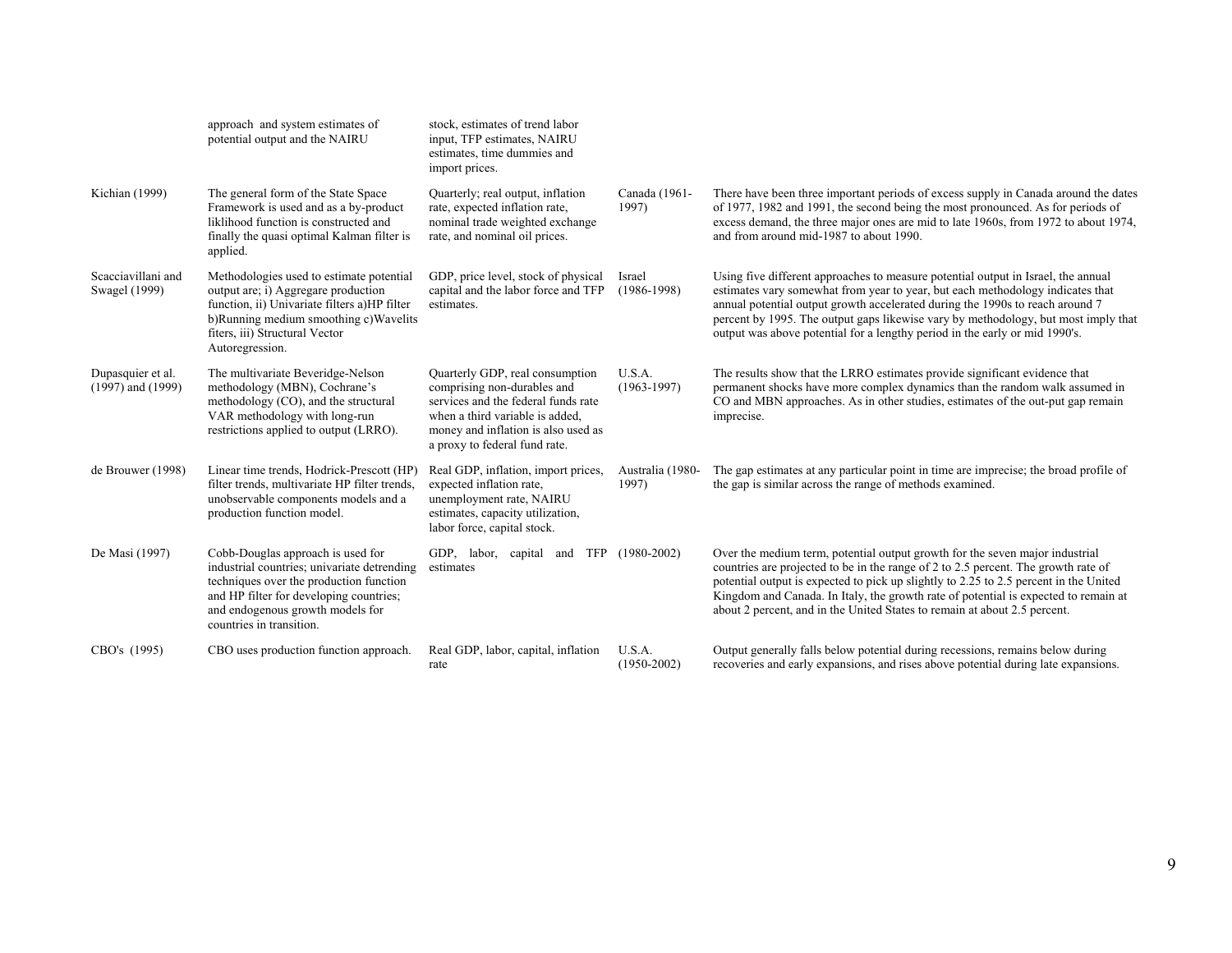|  | approach and system estimates of potential output and the NAIRU | stock, estimates of trend labor input, TFP estimates, NAIRU estimates, time dummies and import prices. |  |  |
|---|---|---|---|---|
| Kichian (1999) | The general form of the State Space Framework is used and as a by-product liklihood function is constructed and finally the quasi optimal Kalman filter is applied. | Quarterly; real output, inflation rate, expected inflation rate, nominal trade weighted exchange rate, and nominal oil prices. | Canada (1961-1997) | There have been three important periods of excess supply in Canada around the dates of 1977, 1982 and 1991, the second being the most pronounced. As for periods of excess demand, the three major ones are mid to late 1960s, from 1972 to about 1974, and from around mid-1987 to about 1990. |
| Scacciavillani and Swagel (1999) | Methodologies used to estimate potential output are; i) Aggregare production function, ii) Univariate filters a)HP filter b)Running medium smoothing c)Wavelits fiters, iii) Structural Vector Autoregression. | GDP, price level, stock of physical capital and the labor force and TFP estimates. | Israel (1986-1998) | Using five different approaches to measure potential output in Israel, the annual estimates vary somewhat from year to year, but each methodology indicates that annual potential output growth accelerated during the 1990s to reach around 7 percent by 1995. The output gaps likewise vary by methodology, but most imply that output was above potential for a lengthy period in the early or mid 1990's. |
| Dupasquier et al. (1997) and (1999) | The multivariate Beveridge-Nelson methodology (MBN), Cochrane's methodology (CO), and the structural VAR methodology with long-run restrictions applied to output (LRRO). | Quarterly GDP, real consumption comprising non-durables and services and the federal funds rate when a third variable is added, money and inflation is also used as a proxy to federal fund rate. | U.S.A. (1963-1997) | The results show that the LRRO estimates provide significant evidence that permanent shocks have more complex dynamics than the random walk assumed in CO and MBN approaches. As in other studies, estimates of the out-put gap remain imprecise. |
| de Brouwer (1998) | Linear time trends, Hodrick-Prescott (HP) filter trends, multivariate HP filter trends, unobservable components models and a production function model. | Real GDP, inflation, import prices, expected inflation rate, unemployment rate, NAIRU estimates, capacity utilization, labor force, capital stock. | Australia (1980-1997) | The gap estimates at any particular point in time are imprecise; the broad profile of the gap is similar across the range of methods examined. |
| De Masi (1997) | Cobb-Douglas approach is used for industrial countries; univariate detrending techniques over the production function and HP filter for developing countries; and endogenous growth models for countries in transition. | GDP, labor, capital and TFP estimates | (1980-2002) | Over the medium term, potential output growth for the seven major industrial countries are projected to be in the range of 2 to 2.5 percent. The growth rate of potential output is expected to pick up slightly to 2.25 to 2.5 percent in the United Kingdom and Canada. In Italy, the growth rate of potential is expected to remain at about 2 percent, and in the United States to remain at about 2.5 percent. |
| CBO's (1995) | CBO uses production function approach. | Real GDP, labor, capital, inflation rate | U.S.A. (1950-2002) | Output generally falls below potential during recessions, remains below during recoveries and early expansions, and rises above potential during late expansions. |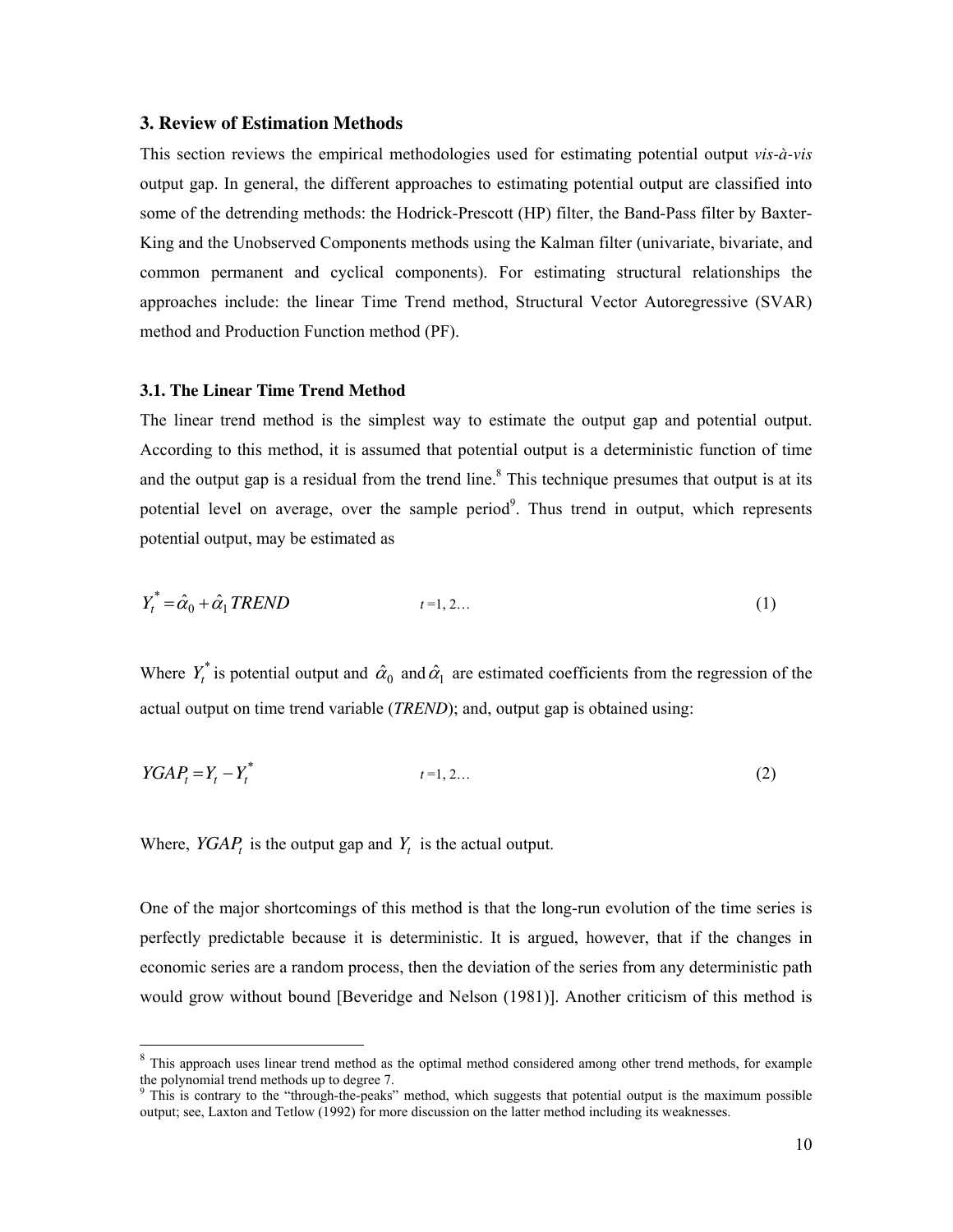## 3. Review of Estimation Methods

This section reviews the empirical methodologies used for estimating potential output *vis-à-vis* output gap. In general, the different approaches to estimating potential output are classified into some of the detrending methods: the Hodrick-Prescott (HP) filter, the Band-Pass filter by Baxter-King and the Unobserved Components methods using the Kalman filter (univariate, bivariate, and common permanent and cyclical components). For estimating structural relationships the approaches include: the linear Time Trend method, Structural Vector Autoregressive (SVAR) method and Production Function method (PF).

### 3.1. The Linear Time Trend Method

The linear trend method is the simplest way to estimate the output gap and potential output. According to this method, it is assumed that potential output is a deterministic function of time and the output gap is a residual from the trend line.[8] This technique presumes that output is at its potential level on average, over the sample period[9]. Thus trend in output, which represents potential output, may be estimated as

$$Y_t^* = \hat{\alpha}_0 + \hat{\alpha}_1 TREND \qquad t = 1, 2\ldots \qquad (1)$$

Where $Y_t^*$ is potential output and $\hat{\alpha}_0$ and $\hat{\alpha}_1$ are estimated coefficients from the regression of the actual output on time trend variable (*TREND*); and, output gap is obtained using:

$$YGAP_t = Y_t - Y_t^* \qquad t = 1, 2\ldots \qquad (2)$$

Where, $YGAP_t$ is the output gap and $Y_t$ is the actual output.

One of the major shortcomings of this method is that the long-run evolution of the time series is perfectly predictable because it is deterministic. It is argued, however, that if the changes in economic series are a random process, then the deviation of the series from any deterministic path would grow without bound [Beveridge and Nelson (1981)]. Another criticism of this method is

[8] This approach uses linear trend method as the optimal method considered among other trend methods, for example the polynomial trend methods up to degree 7.

[9] This is contrary to the "through-the-peaks" method, which suggests that potential output is the maximum possible output; see, Laxton and Tetlow (1992) for more discussion on the latter method including its weaknesses.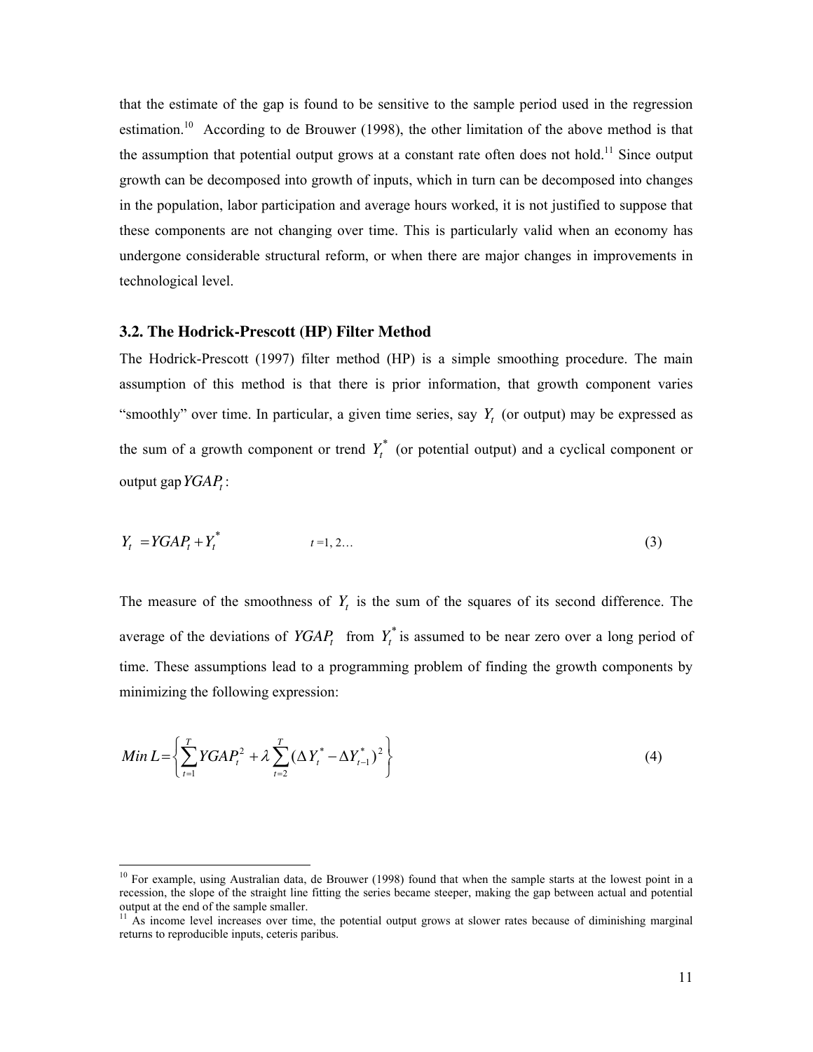that the estimate of the gap is found to be sensitive to the sample period used in the regression estimation.[10] According to de Brouwer (1998), the other limitation of the above method is that the assumption that potential output grows at a constant rate often does not hold.[11] Since output growth can be decomposed into growth of inputs, which in turn can be decomposed into changes in the population, labor participation and average hours worked, it is not justified to suppose that these components are not changing over time. This is particularly valid when an economy has undergone considerable structural reform, or when there are major changes in improvements in technological level.

### 3.2. The Hodrick-Prescott (HP) Filter Method

The Hodrick-Prescott (1997) filter method (HP) is a simple smoothing procedure. The main assumption of this method is that there is prior information, that growth component varies "smoothly" over time. In particular, a given time series, say $Y_t$ (or output) may be expressed as the sum of a growth component or trend $Y_t^*$ (or potential output) and a cyclical component or output gap $YGAP_t$:

$$Y_t = YGAP_t + Y_t^* \qquad t = 1, 2\ldots \tag{3}$$

The measure of the smoothness of $Y_t$ is the sum of the squares of its second difference. The average of the deviations of $YGAP_t$ from $Y_t^*$ is assumed to be near zero over a long period of time. These assumptions lead to a programming problem of finding the growth components by minimizing the following expression:

$$Min\, L = \left\{ \sum_{t=1}^{T} YGAP_t^2 + \lambda \sum_{t=2}^{T} (\Delta Y_t^* - \Delta Y_{t-1}^*)^2 \right\} \tag{4}$$

---

[10] For example, using Australian data, de Brouwer (1998) found that when the sample starts at the lowest point in a recession, the slope of the straight line fitting the series became steeper, making the gap between actual and potential output at the end of the sample smaller.

[11] As income level increases over time, the potential output grows at slower rates because of diminishing marginal returns to reproducible inputs, ceteris paribus.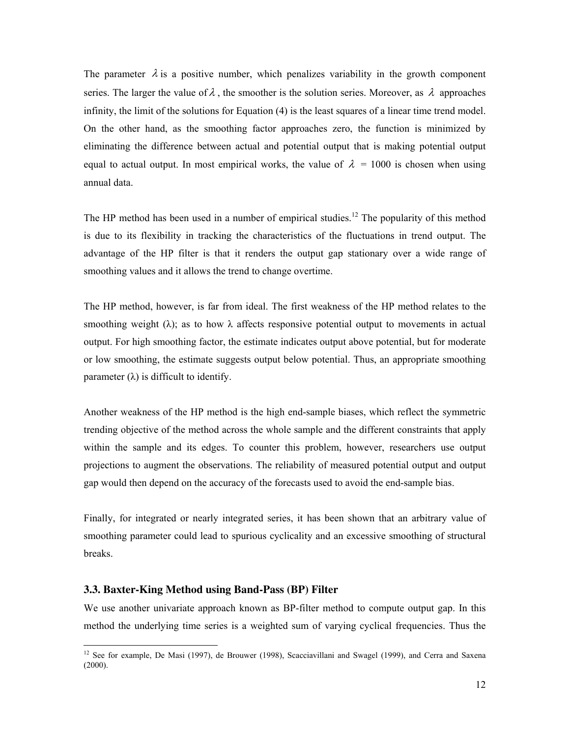The parameter $\lambda$ is a positive number, which penalizes variability in the growth component series. The larger the value of $\lambda$, the smoother is the solution series. Moreover, as $\lambda$ approaches infinity, the limit of the solutions for Equation (4) is the least squares of a linear time trend model. On the other hand, as the smoothing factor approaches zero, the function is minimized by eliminating the difference between actual and potential output that is making potential output equal to actual output. In most empirical works, the value of $\lambda$ = 1000 is chosen when using annual data.

The HP method has been used in a number of empirical studies.[12] The popularity of this method is due to its flexibility in tracking the characteristics of the fluctuations in trend output. The advantage of the HP filter is that it renders the output gap stationary over a wide range of smoothing values and it allows the trend to change overtime.

The HP method, however, is far from ideal. The first weakness of the HP method relates to the smoothing weight ($\lambda$); as to how $\lambda$ affects responsive potential output to movements in actual output. For high smoothing factor, the estimate indicates output above potential, but for moderate or low smoothing, the estimate suggests output below potential. Thus, an appropriate smoothing parameter ($\lambda$) is difficult to identify.

Another weakness of the HP method is the high end-sample biases, which reflect the symmetric trending objective of the method across the whole sample and the different constraints that apply within the sample and its edges. To counter this problem, however, researchers use output projections to augment the observations. The reliability of measured potential output and output gap would then depend on the accuracy of the forecasts used to avoid the end-sample bias.

Finally, for integrated or nearly integrated series, it has been shown that an arbitrary value of smoothing parameter could lead to spurious cyclicality and an excessive smoothing of structural breaks.

### 3.3. Baxter-King Method using Band-Pass (BP) Filter

We use another univariate approach known as BP-filter method to compute output gap. In this method the underlying time series is a weighted sum of varying cyclical frequencies. Thus the

[12] See for example, De Masi (1997), de Brouwer (1998), Scacciavillani and Swagel (1999), and Cerra and Saxena (2000).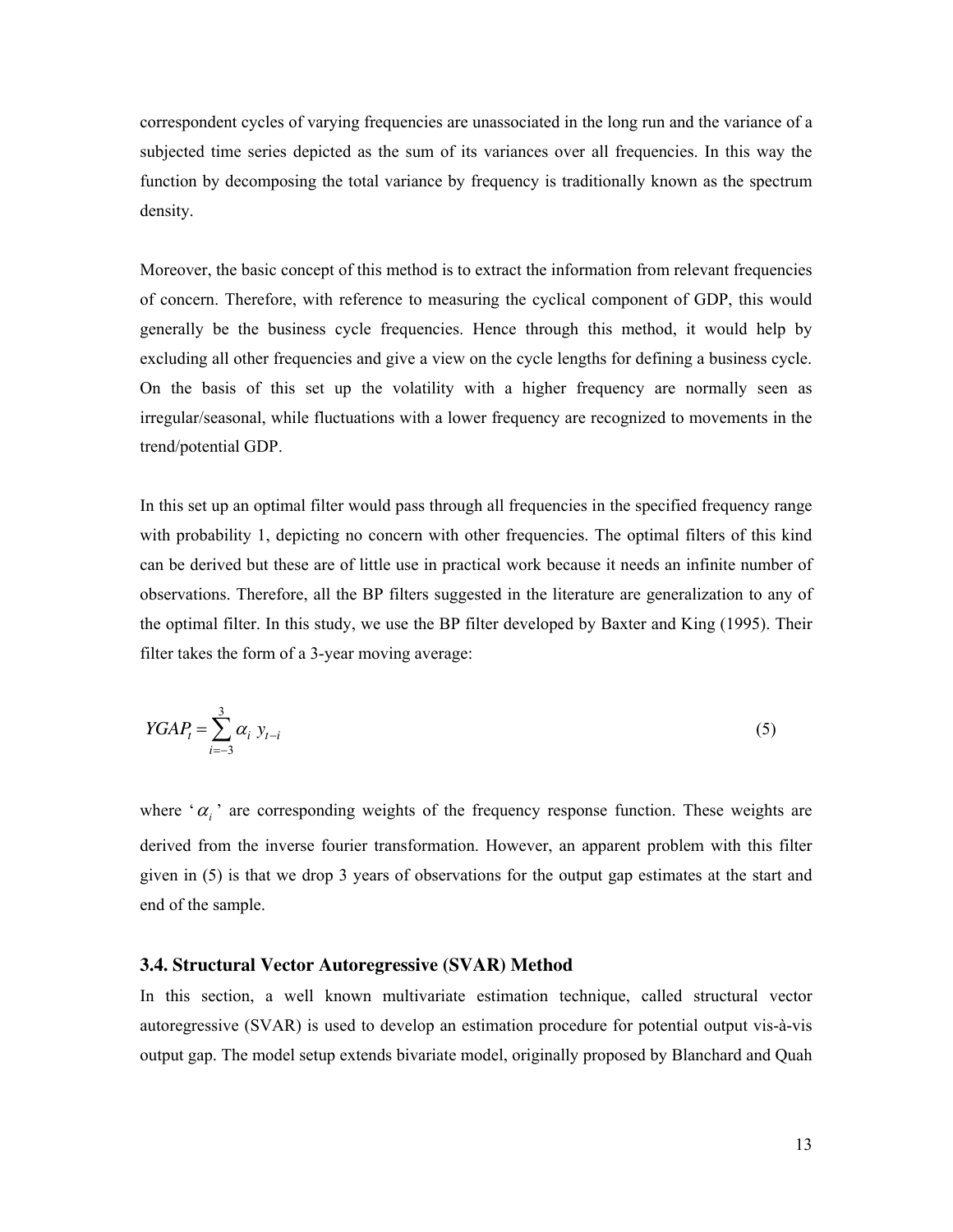correspondent cycles of varying frequencies are unassociated in the long run and the variance of a subjected time series depicted as the sum of its variances over all frequencies. In this way the function by decomposing the total variance by frequency is traditionally known as the spectrum density.

Moreover, the basic concept of this method is to extract the information from relevant frequencies of concern. Therefore, with reference to measuring the cyclical component of GDP, this would generally be the business cycle frequencies. Hence through this method, it would help by excluding all other frequencies and give a view on the cycle lengths for defining a business cycle. On the basis of this set up the volatility with a higher frequency are normally seen as irregular/seasonal, while fluctuations with a lower frequency are recognized to movements in the trend/potential GDP.

In this set up an optimal filter would pass through all frequencies in the specified frequency range with probability 1, depicting no concern with other frequencies. The optimal filters of this kind can be derived but these are of little use in practical work because it needs an infinite number of observations. Therefore, all the BP filters suggested in the literature are generalization to any of the optimal filter. In this study, we use the BP filter developed by Baxter and King (1995). Their filter takes the form of a 3-year moving average:

$$YGAP_t = \sum_{i=-3}^{3} \alpha_i \; y_{t-i} \tag{5}$$

where '$\alpha_i$' are corresponding weights of the frequency response function. These weights are derived from the inverse fourier transformation. However, an apparent problem with this filter given in (5) is that we drop 3 years of observations for the output gap estimates at the start and end of the sample.

### 3.4. Structural Vector Autoregressive (SVAR) Method

In this section, a well known multivariate estimation technique, called structural vector autoregressive (SVAR) is used to develop an estimation procedure for potential output vis-à-vis output gap. The model setup extends bivariate model, originally proposed by Blanchard and Quah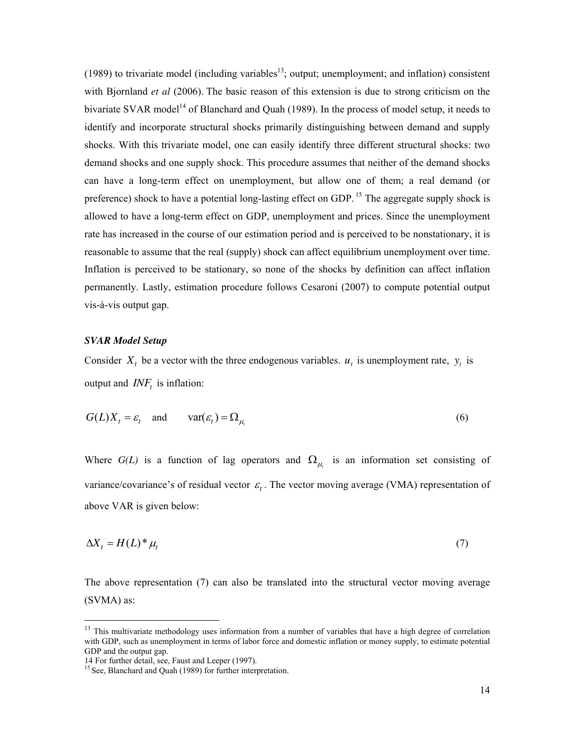(1989) to trivariate model (including variables[13]; output; unemployment; and inflation) consistent with Bjornland *et al* (2006). The basic reason of this extension is due to strong criticism on the bivariate SVAR model[14] of Blanchard and Quah (1989). In the process of model setup, it needs to identify and incorporate structural shocks primarily distinguishing between demand and supply shocks. With this trivariate model, one can easily identify three different structural shocks: two demand shocks and one supply shock. This procedure assumes that neither of the demand shocks can have a long-term effect on unemployment, but allow one of them; a real demand (or preference) shock to have a potential long-lasting effect on GDP. [15] The aggregate supply shock is allowed to have a long-term effect on GDP, unemployment and prices. Since the unemployment rate has increased in the course of our estimation period and is perceived to be nonstationary, it is reasonable to assume that the real (supply) shock can affect equilibrium unemployment over time. Inflation is perceived to be stationary, so none of the shocks by definition can affect inflation permanently. Lastly, estimation procedure follows Cesaroni (2007) to compute potential output vis-à-vis output gap.

***SVAR Model Setup***

Consider $X_t$ be a vector with the three endogenous variables. $u_t$ is unemployment rate, $y_t$ is output and $INF_t$ is inflation:

$$G(L)X_t = \varepsilon_t \quad \text{and} \qquad \text{var}(\varepsilon_t) = \Omega_{\mu_t} \tag{6}$$

Where *G(L)* is a function of lag operators and $\Omega_{\mu_t}$ is an information set consisting of variance/covariance's of residual vector $\varepsilon_t$. The vector moving average (VMA) representation of above VAR is given below:

$$\Delta X_t = H(L) * \mu_t \tag{7}$$

The above representation (7) can also be translated into the structural vector moving average (SVMA) as:

[13] This multivariate methodology uses information from a number of variables that have a high degree of correlation with GDP, such as unemployment in terms of labor force and domestic inflation or money supply, to estimate potential GDP and the output gap.

14 For further detail, see, Faust and Leeper (1997).

[15] See, Blanchard and Quah (1989) for further interpretation.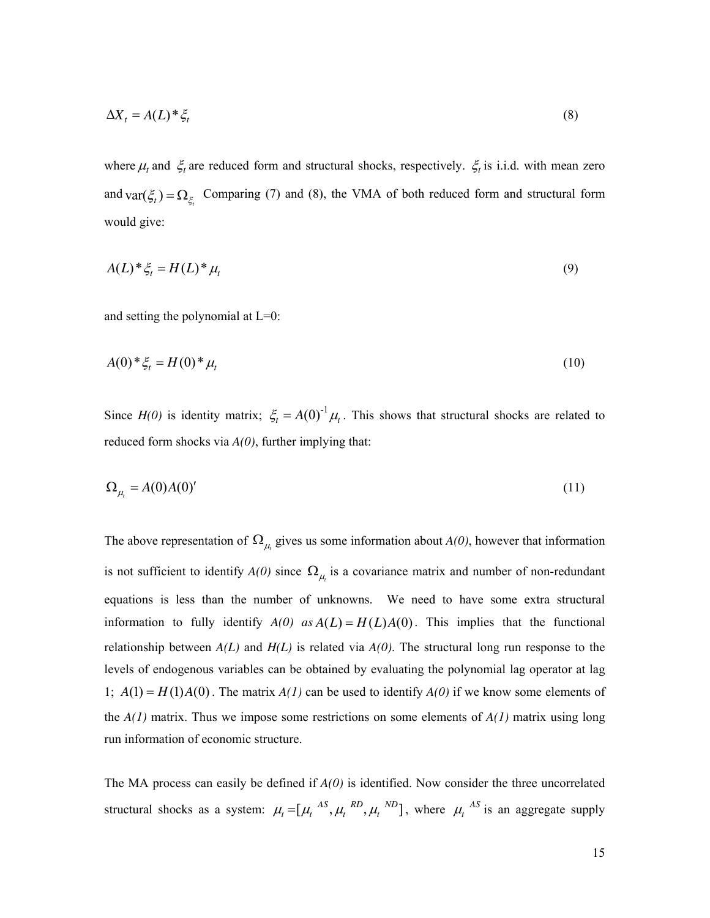$$\Delta X_t = A(L) * \xi_t \tag{8}$$

where $\mu_t$ and $\xi_t$ are reduced form and structural shocks, respectively. $\xi_t$ is i.i.d. with mean zero and $\text{var}(\xi_t) = \Omega_{\xi_t}$ Comparing (7) and (8), the VMA of both reduced form and structural form would give:

$$A(L) * \xi_t = H(L) * \mu_t \tag{9}$$

and setting the polynomial at L=0:

$$A(0) * \xi_t = H(0) * \mu_t \tag{10}$$

Since *H(0)* is identity matrix; $\xi_t = A(0)^{-1} \mu_t$. This shows that structural shocks are related to reduced form shocks via *A(0)*, further implying that:

$$\Omega_{\mu_t} = A(0)A(0)' \tag{11}$$

The above representation of $\Omega_{\mu_t}$ gives us some information about *A(0)*, however that information is not sufficient to identify *A(0)* since $\Omega_{\mu_t}$ is a covariance matrix and number of non-redundant equations is less than the number of unknowns. We need to have some extra structural information to fully identify *A(0) as* $A(L) = H(L)A(0)$. This implies that the functional relationship between *A(L)* and *H(L)* is related via *A(0)*. The structural long run response to the levels of endogenous variables can be obtained by evaluating the polynomial lag operator at lag 1; $A(1) = H(1)A(0)$. The matrix *A(1)* can be used to identify *A(0)* if we know some elements of the *A(1)* matrix. Thus we impose some restrictions on some elements of *A(1)* matrix using long run information of economic structure.

The MA process can easily be defined if *A(0)* is identified. Now consider the three uncorrelated structural shocks as a system: $\mu_t = [\mu_t^{AS}, \mu_t^{RD}, \mu_t^{ND}]$, where $\mu_t^{AS}$ is an aggregate supply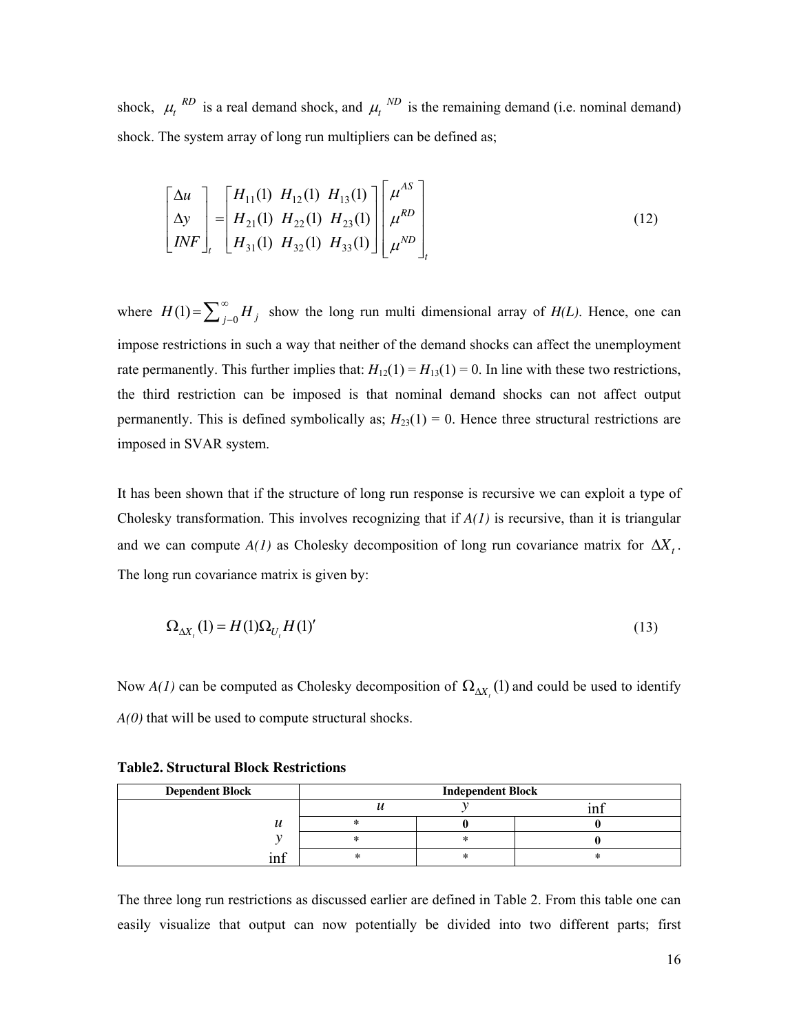shock, $\mu_t^{RD}$ is a real demand shock, and $\mu_t^{ND}$ is the remaining demand (i.e. nominal demand) shock. The system array of long run multipliers can be defined as;

$$\begin{bmatrix} \Delta u \\ \Delta y \\ INF \end{bmatrix}_t = \begin{bmatrix} H_{11}(1) & H_{12}(1) & H_{13}(1) \\ H_{21}(1) & H_{22}(1) & H_{23}(1) \\ H_{31}(1) & H_{32}(1) & H_{33}(1) \end{bmatrix} \begin{bmatrix} \mu^{AS} \\ \mu^{RD} \\ \mu^{ND} \end{bmatrix}_t \tag{12}$$

where $H(1) = \sum_{j-0}^{\infty} H_j$ show the long run multi dimensional array of *H(L)*. Hence, one can impose restrictions in such a way that neither of the demand shocks can affect the unemployment rate permanently. This further implies that: $H_{12}(1) = H_{13}(1) = 0$. In line with these two restrictions, the third restriction can be imposed is that nominal demand shocks can not affect output permanently. This is defined symbolically as; $H_{23}(1) = 0$. Hence three structural restrictions are imposed in SVAR system.

It has been shown that if the structure of long run response is recursive we can exploit a type of Cholesky transformation. This involves recognizing that if *A(1)* is recursive, than it is triangular and we can compute *A(1)* as Cholesky decomposition of long run covariance matrix for $\Delta X_t$. The long run covariance matrix is given by:

$$\Omega_{\Delta X_t}(1) = H(1)\Omega_{U_t} H(1)' \tag{13}$$

Now *A(1)* can be computed as Cholesky decomposition of $\Omega_{\Delta X_t}(1)$ and could be used to identify *A(0)* that will be used to compute structural shocks.

**Table2. Structural Block Restrictions**

| Dependent Block | Independent Block | | |
|---|---|---|---|
| | $u$ | $y$ | inf |
| $u$ | * | **0** | **0** |
| $y$ | * | * | **0** |
| inf | * | * | * |

The three long run restrictions as discussed earlier are defined in Table 2. From this table one can easily visualize that output can now potentially be divided into two different parts; first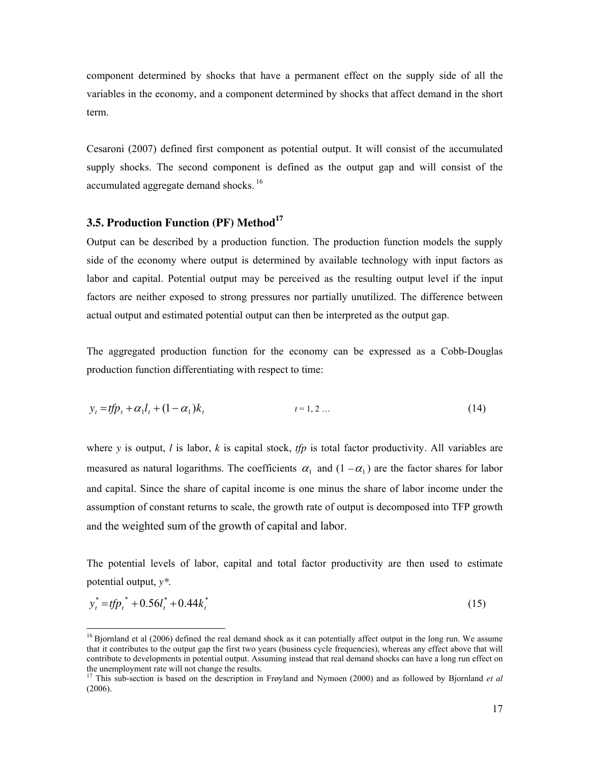component determined by shocks that have a permanent effect on the supply side of all the variables in the economy, and a component determined by shocks that affect demand in the short term.

Cesaroni (2007) defined first component as potential output. It will consist of the accumulated supply shocks. The second component is defined as the output gap and will consist of the accumulated aggregate demand shocks. [16]

### 3.5. Production Function (PF) Method[17]

Output can be described by a production function. The production function models the supply side of the economy where output is determined by available technology with input factors as labor and capital. Potential output may be perceived as the resulting output level if the input factors are neither exposed to strong pressures nor partially unutilized. The difference between actual output and estimated potential output can then be interpreted as the output gap.

The aggregated production function for the economy can be expressed as a Cobb-Douglas production function differentiating with respect to time:

$$y_t = tfp_t + \alpha_1 l_t + (1-\alpha_1)k_t \qquad t = 1, 2 \ldots \tag{14}$$

where *y* is output, *l* is labor, *k* is capital stock, *tfp* is total factor productivity. All variables are measured as natural logarithms. The coefficients $\alpha_1$ and $(1-\alpha_1)$ are the factor shares for labor and capital. Since the share of capital income is one minus the share of labor income under the assumption of constant returns to scale, the growth rate of output is decomposed into TFP growth and the weighted sum of the growth of capital and labor.

The potential levels of labor, capital and total factor productivity are then used to estimate potential output, *y\**.

$$y_t^* = tfp_t^* + 0.56 l_t^* + 0.44 k_t^* \tag{15}$$

[16] Bjornland et al (2006) defined the real demand shock as it can potentially affect output in the long run. We assume that it contributes to the output gap the first two years (business cycle frequencies), whereas any effect above that will contribute to developments in potential output. Assuming instead that real demand shocks can have a long run effect on the unemployment rate will not change the results.

[17] This sub-section is based on the description in Frøyland and Nymoen (2000) and as followed by Bjornland *et al* (2006).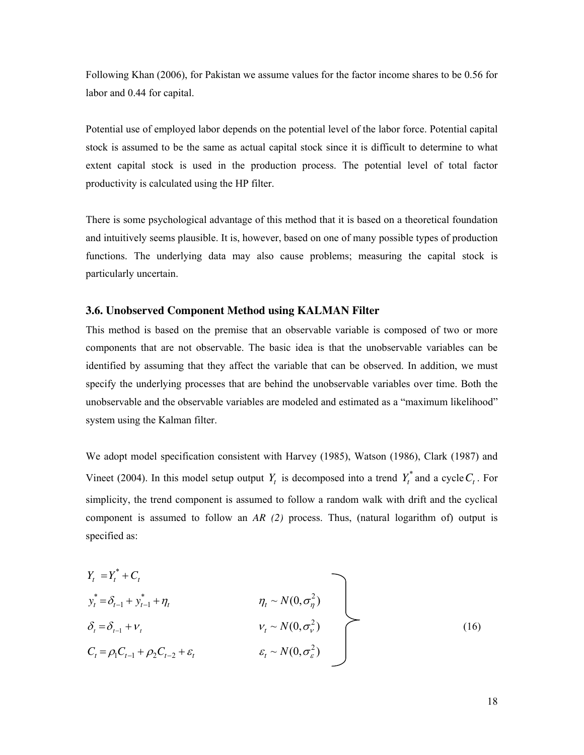Following Khan (2006), for Pakistan we assume values for the factor income shares to be 0.56 for labor and 0.44 for capital.

Potential use of employed labor depends on the potential level of the labor force. Potential capital stock is assumed to be the same as actual capital stock since it is difficult to determine to what extent capital stock is used in the production process. The potential level of total factor productivity is calculated using the HP filter.

There is some psychological advantage of this method that it is based on a theoretical foundation and intuitively seems plausible. It is, however, based on one of many possible types of production functions. The underlying data may also cause problems; measuring the capital stock is particularly uncertain.

### 3.6. Unobserved Component Method using KALMAN Filter

This method is based on the premise that an observable variable is composed of two or more components that are not observable. The basic idea is that the unobservable variables can be identified by assuming that they affect the variable that can be observed. In addition, we must specify the underlying processes that are behind the unobservable variables over time. Both the unobservable and the observable variables are modeled and estimated as a "maximum likelihood" system using the Kalman filter.

We adopt model specification consistent with Harvey (1985), Watson (1986), Clark (1987) and Vineet (2004). In this model setup output $Y_t$ is decomposed into a trend $Y_t^*$ and a cycle $C_t$. For simplicity, the trend component is assumed to follow a random walk with drift and the cyclical component is assumed to follow an *AR (2)* process. Thus, (natural logarithm of) output is specified as:

$$\left.\begin{aligned}
&Y_t = Y_t^* + C_t \\
&y_t^* = \delta_{t-1} + y_{t-1}^* + \eta_t && \eta_t \sim N(0, \sigma_\eta^2) \\
&\delta_t = \delta_{t-1} + \nu_t && \nu_t \sim N(0, \sigma_\nu^2) \\
&C_t = \rho_1 C_{t-1} + \rho_2 C_{t-2} + \varepsilon_t && \varepsilon_t \sim N(0, \sigma_\varepsilon^2)
\end{aligned}\right\} \tag{16}$$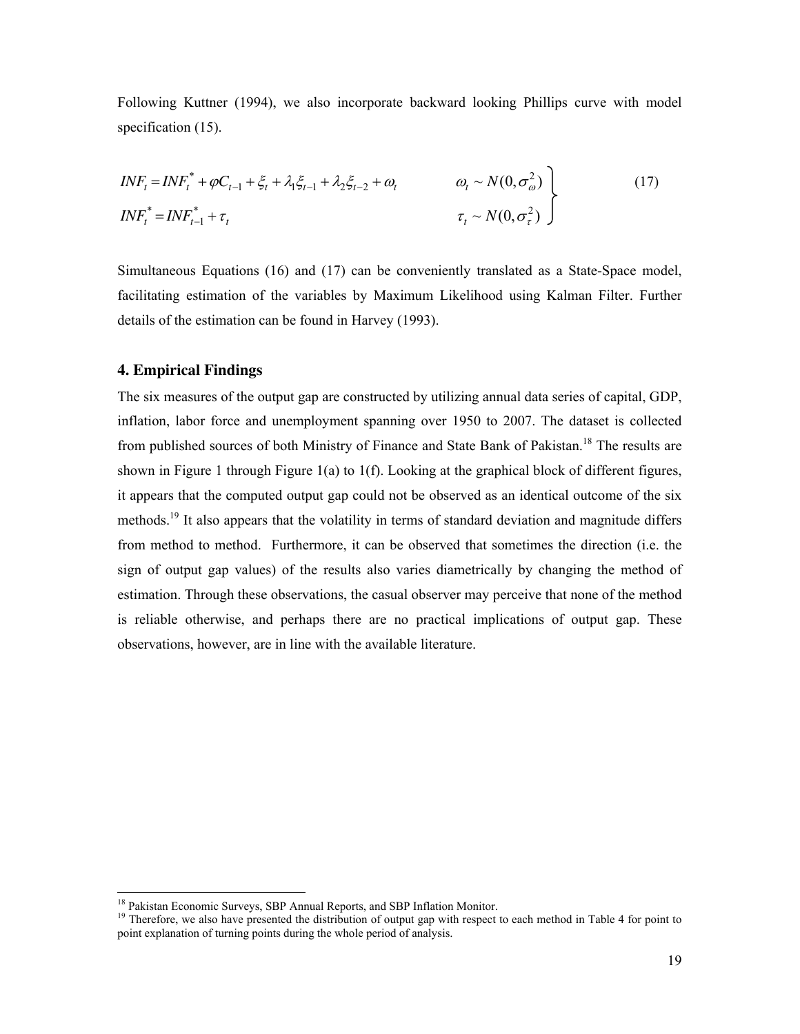Following Kuttner (1994), we also incorporate backward looking Phillips curve with model specification (15).

$$
\left.
\begin{aligned}
& INF_t = INF_t^* + \varphi C_{t-1} + \xi_t + \lambda_1 \xi_{t-1} + \lambda_2 \xi_{t-2} + \omega_t \qquad && \omega_t \sim N(0, \sigma_\omega^2) \\
& INF_t^* = INF_{t-1}^* + \tau_t && \tau_t \sim N(0, \sigma_\tau^2)
\end{aligned}
\right\} \tag{17}
$$

Simultaneous Equations (16) and (17) can be conveniently translated as a State-Space model, facilitating estimation of the variables by Maximum Likelihood using Kalman Filter. Further details of the estimation can be found in Harvey (1993).

## 4. Empirical Findings

The six measures of the output gap are constructed by utilizing annual data series of capital, GDP, inflation, labor force and unemployment spanning over 1950 to 2007. The dataset is collected from published sources of both Ministry of Finance and State Bank of Pakistan.[18] The results are shown in Figure 1 through Figure 1(a) to 1(f). Looking at the graphical block of different figures, it appears that the computed output gap could not be observed as an identical outcome of the six methods.[19] It also appears that the volatility in terms of standard deviation and magnitude differs from method to method. Furthermore, it can be observed that sometimes the direction (i.e. the sign of output gap values) of the results also varies diametrically by changing the method of estimation. Through these observations, the casual observer may perceive that none of the method is reliable otherwise, and perhaps there are no practical implications of output gap. These observations, however, are in line with the available literature.

---

[18] Pakistan Economic Surveys, SBP Annual Reports, and SBP Inflation Monitor.

[19] Therefore, we also have presented the distribution of output gap with respect to each method in Table 4 for point to point explanation of turning points during the whole period of analysis.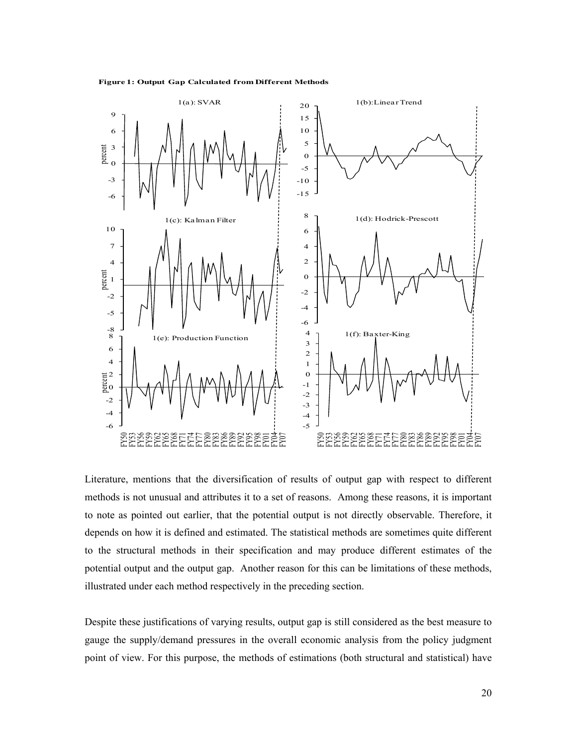**Figure 1: Output Gap Calculated from Different Methods**

1(a): SVAR

percent

9
6
3
0
-3
-6

1(b): Linear Trend

20
15
10
5
0
-5
-10
-15

1(c): Kalman Filter

percent

10
7
4
1
-2
-5
-8

1(d): Hodrick-Prescott

8
6
4
2
0
-2
-4
-6

1(e): Production Function

percent

8
6
4
2
0
-2
-4
-6

1(f): Baxter-King

4
3
2
1
0
-1
-2
-3
-4
-5

FY50 FY53 FY56 FY59 FY62 FY65 FY68 FY71 FY74 FY77 FY80 FY83 FY86 FY89 FY92 FY95 FY98 FY01 FY04 FY07

FY50 FY53 FY56 FY59 FY62 FY65 FY68 FY71 FY74 FY77 FY80 FY83 FY86 FY89 FY92 FY95 FY98 FY01 FY04 FY07

Literature, mentions that the diversification of results of output gap with respect to different methods is not unusual and attributes it to a set of reasons. Among these reasons, it is important to note as pointed out earlier, that the potential output is not directly observable. Therefore, it depends on how it is defined and estimated. The statistical methods are sometimes quite different to the structural methods in their specification and may produce different estimates of the potential output and the output gap. Another reason for this can be limitations of these methods, illustrated under each method respectively in the preceding section.

Despite these justifications of varying results, output gap is still considered as the best measure to gauge the supply/demand pressures in the overall economic analysis from the policy judgment point of view. For this purpose, the methods of estimations (both structural and statistical) have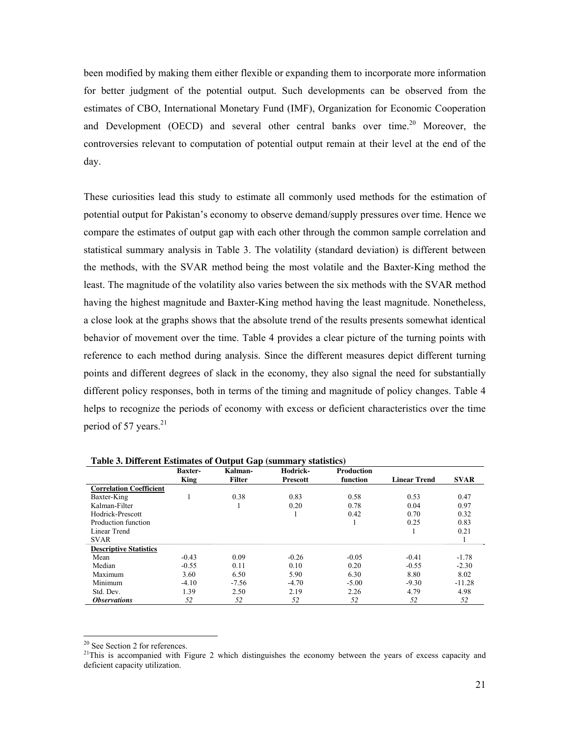been modified by making them either flexible or expanding them to incorporate more information for better judgment of the potential output. Such developments can be observed from the estimates of CBO, International Monetary Fund (IMF), Organization for Economic Cooperation and Development (OECD) and several other central banks over time.[20] Moreover, the controversies relevant to computation of potential output remain at their level at the end of the day.

These curiosities lead this study to estimate all commonly used methods for the estimation of potential output for Pakistan's economy to observe demand/supply pressures over time. Hence we compare the estimates of output gap with each other through the common sample correlation and statistical summary analysis in Table 3. The volatility (standard deviation) is different between the methods, with the SVAR method being the most volatile and the Baxter-King method the least. The magnitude of the volatility also varies between the six methods with the SVAR method having the highest magnitude and Baxter-King method having the least magnitude. Nonetheless, a close look at the graphs shows that the absolute trend of the results presents somewhat identical behavior of movement over the time. Table 4 provides a clear picture of the turning points with reference to each method during analysis. Since the different measures depict different turning points and different degrees of slack in the economy, they also signal the need for substantially different policy responses, both in terms of the timing and magnitude of policy changes. Table 4 helps to recognize the periods of economy with excess or deficient characteristics over the time period of 57 years.[21]

**Table 3. Different Estimates of Output Gap (summary statistics)**

| | Baxter-King | Kalman-Filter | Hodrick-Prescott | Production function | Linear Trend | SVAR |
|---|---|---|---|---|---|---|
| **Correlation Coefficient** | | | | | | |
| Baxter-King | 1 | 0.38 | 0.83 | 0.58 | 0.53 | 0.47 |
| Kalman-Filter | | 1 | 0.20 | 0.78 | 0.04 | 0.97 |
| Hodrick-Prescott | | | 1 | 0.42 | 0.70 | 0.32 |
| Production function | | | | 1 | 0.25 | 0.83 |
| Linear Trend | | | | | 1 | 0.21 |
| SVAR | | | | | | 1 |
| **Descriptive Statistics** | | | | | | |
| Mean | -0.43 | 0.09 | -0.26 | -0.05 | -0.41 | -1.78 |
| Median | -0.55 | 0.11 | 0.10 | 0.20 | -0.55 | -2.30 |
| Maximum | 3.60 | 6.50 | 5.90 | 6.30 | 8.80 | 8.02 |
| Minimum | -4.10 | -7.56 | -4.70 | -5.00 | -9.30 | -11.28 |
| Std. Dev. | 1.39 | 2.50 | 2.19 | 2.26 | 4.79 | 4.98 |
| ***Observations*** | *52* | *52* | *52* | *52* | *52* | *52* |

---

[20] See Section 2 for references.

[21] This is accompanied with Figure 2 which distinguishes the economy between the years of excess capacity and deficient capacity utilization.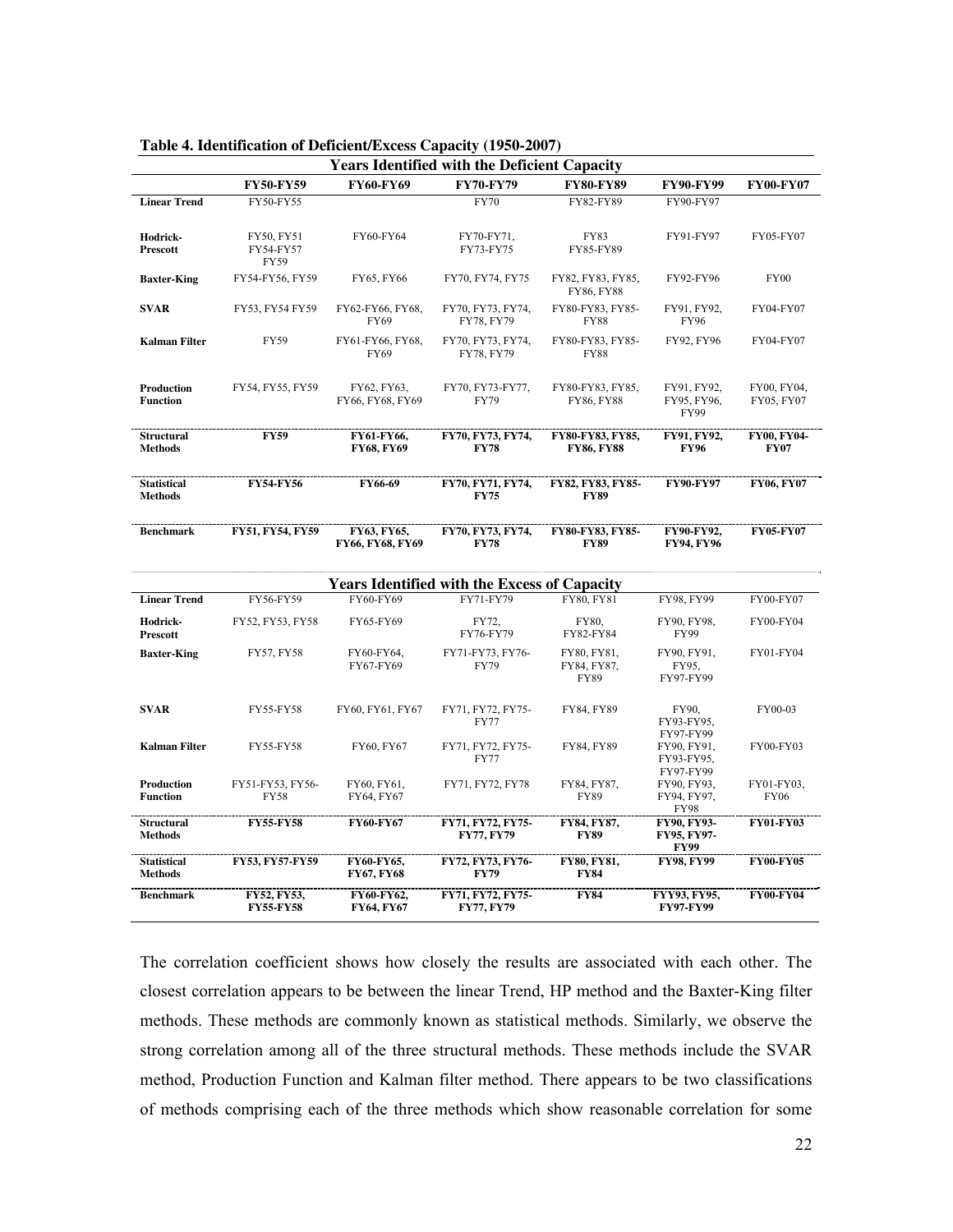**Table 4. Identification of Deficient/Excess Capacity (1950-2007)**

| Years Identified with the Deficient Capacity | | | | | | |
|---|---|---|---|---|---|---|
| | **FY50-FY59** | **FY60-FY69** | **FY70-FY79** | **FY80-FY89** | **FY90-FY99** | **FY00-FY07** |
| **Linear Trend** | FY50-FY55 | | FY70 | FY82-FY89 | FY90-FY97 | |
| **Hodrick-Prescott** | FY50, FY51 FY54-FY57 FY59 | FY60-FY64 | FY70-FY71, FY73-FY75 | FY83 FY85-FY89 | FY91-FY97 | FY05-FY07 |
| **Baxter-King** | FY54-FY56, FY59 | FY65, FY66 | FY70, FY74, FY75 | FY82, FY83, FY85, FY86, FY88 | FY92-FY96 | FY00 |
| **SVAR** | FY53, FY54 FY59 | FY62-FY66, FY68, FY69 | FY70, FY73, FY74, FY78, FY79 | FY80-FY83, FY85-FY88 | FY91, FY92, FY96 | FY04-FY07 |
| **Kalman Filter** | FY59 | FY61-FY66, FY68, FY69 | FY70, FY73, FY74, FY78, FY79 | FY80-FY83, FY85-FY88 | FY92, FY96 | FY04-FY07 |
| **Production Function** | FY54, FY55, FY59 | FY62, FY63, FY66, FY68, FY69 | FY70, FY73-FY77, FY79 | FY80-FY83, FY85, FY86, FY88 | FY91, FY92, FY95, FY96, FY99 | FY00, FY04, FY05, FY07 |
| **Structural Methods** | **FY59** | **FY61-FY66, FY68, FY69** | **FY70, FY73, FY74, FY78** | **FY80-FY83, FY85, FY86, FY88** | **FY91, FY92, FY96** | **FY00, FY04-FY07** |
| **Statistical Methods** | **FY54-FY56** | **FY66-69** | **FY70, FY71, FY74, FY75** | **FY82, FY83, FY85-FY89** | **FY90-FY97** | **FY06, FY07** |
| **Benchmark** | **FY51, FY54, FY59** | **FY63, FY65, FY66, FY68, FY69** | **FY70, FY73, FY74, FY78** | **FY80-FY83, FY85-FY89** | **FY90-FY92, FY94, FY96** | **FY05-FY07** |
| **Years Identified with the Excess of Capacity** | | | | | | |
| **Linear Trend** | FY56-FY59 | FY60-FY69 | FY71-FY79 | FY80, FY81 | FY98, FY99 | FY00-FY07 |
| **Hodrick-Prescott** | FY52, FY53, FY58 | FY65-FY69 | FY72, FY76-FY79 | FY80, FY82-FY84 | FY90, FY98, FY99 | FY00-FY04 |
| **Baxter-King** | FY57, FY58 | FY60-FY64, FY67-FY69 | FY71-FY73, FY76-FY79 | FY80, FY81, FY84, FY87, FY89 | FY90, FY91, FY95, FY97-FY99 | FY01-FY04 |
| **SVAR** | FY55-FY58 | FY60, FY61, FY67 | FY71, FY72, FY75-FY77 | FY84, FY89 | FY90, FY93-FY95, FY97-FY99 | FY00-03 |
| **Kalman Filter** | FY55-FY58 | FY60, FY67 | FY71, FY72, FY75-FY77 | FY84, FY89 | FY90, FY91, FY93-FY95, FY97-FY99 | FY00-FY03 |
| **Production Function** | FY51-FY53, FY56-FY58 | FY60, FY61, FY64, FY67 | FY71, FY72, FY78 | FY84, FY87, FY89 | FY90, FY93, FY94, FY97, FY98 | FY01-FY03, FY06 |
| **Structural Methods** | **FY55-FY58** | **FY60-FY67** | **FY71, FY72, FY75-FY77, FY79** | **FY84, FY87, FY89** | **FY90, FY93-FY95, FY97-FY99** | **FY01-FY03** |
| **Statistical Methods** | **FY53, FY57-FY59** | **FY60-FY65, FY67, FY68** | **FY72, FY73, FY76-FY79** | **FY80, FY81, FY84** | **FY98, FY99** | **FY00-FY05** |
| **Benchmark** | **FY52, FY53, FY55-FY58** | **FY60-FY62, FY64, FY67** | **FY71, FY72, FY75-FY77, FY79** | **FY84** | **FYY93, FY95, FY97-FY99** | **FY00-FY04** |

The correlation coefficient shows how closely the results are associated with each other. The closest correlation appears to be between the linear Trend, HP method and the Baxter-King filter methods. These methods are commonly known as statistical methods. Similarly, we observe the strong correlation among all of the three structural methods. These methods include the SVAR method, Production Function and Kalman filter method. There appears to be two classifications of methods comprising each of the three methods which show reasonable correlation for some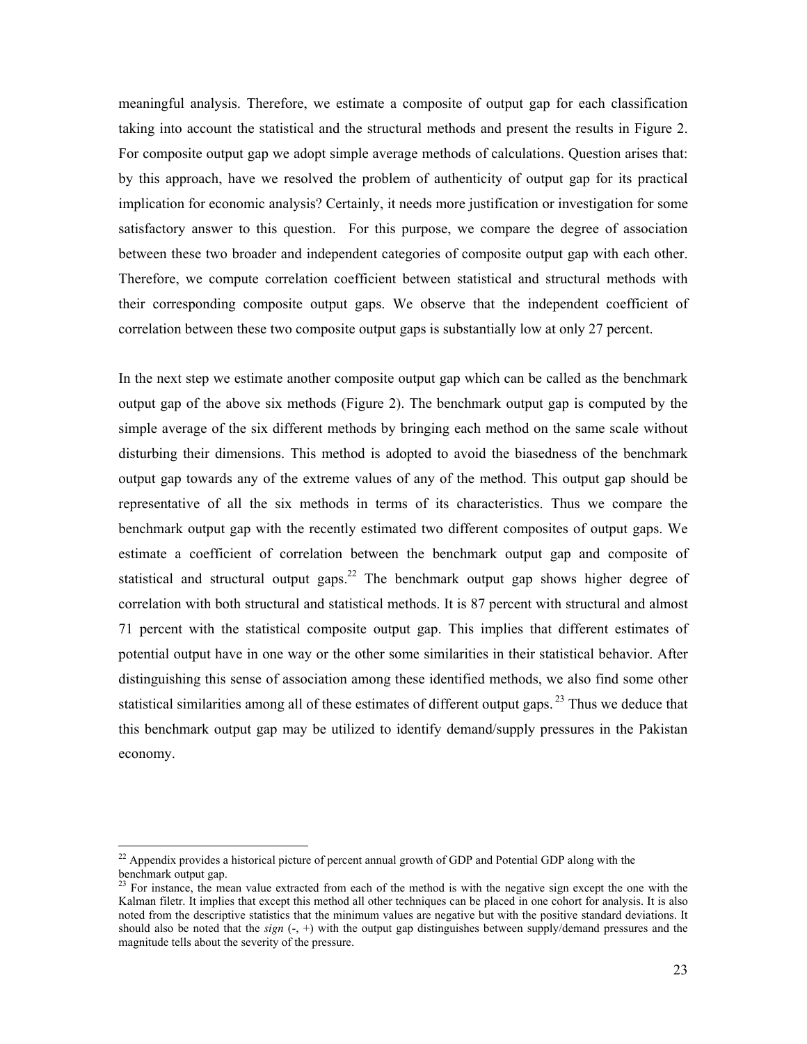meaningful analysis. Therefore, we estimate a composite of output gap for each classification taking into account the statistical and the structural methods and present the results in Figure 2. For composite output gap we adopt simple average methods of calculations. Question arises that: by this approach, have we resolved the problem of authenticity of output gap for its practical implication for economic analysis? Certainly, it needs more justification or investigation for some satisfactory answer to this question. For this purpose, we compare the degree of association between these two broader and independent categories of composite output gap with each other. Therefore, we compute correlation coefficient between statistical and structural methods with their corresponding composite output gaps. We observe that the independent coefficient of correlation between these two composite output gaps is substantially low at only 27 percent.

In the next step we estimate another composite output gap which can be called as the benchmark output gap of the above six methods (Figure 2). The benchmark output gap is computed by the simple average of the six different methods by bringing each method on the same scale without disturbing their dimensions. This method is adopted to avoid the biasedness of the benchmark output gap towards any of the extreme values of any of the method. This output gap should be representative of all the six methods in terms of its characteristics. Thus we compare the benchmark output gap with the recently estimated two different composites of output gaps. We estimate a coefficient of correlation between the benchmark output gap and composite of statistical and structural output gaps.[22] The benchmark output gap shows higher degree of correlation with both structural and statistical methods. It is 87 percent with structural and almost 71 percent with the statistical composite output gap. This implies that different estimates of potential output have in one way or the other some similarities in their statistical behavior. After distinguishing this sense of association among these identified methods, we also find some other statistical similarities among all of these estimates of different output gaps.[23] Thus we deduce that this benchmark output gap may be utilized to identify demand/supply pressures in the Pakistan economy.

---

[22] Appendix provides a historical picture of percent annual growth of GDP and Potential GDP along with the benchmark output gap.

[23] For instance, the mean value extracted from each of the method is with the negative sign except the one with the Kalman filetr. It implies that except this method all other techniques can be placed in one cohort for analysis. It is also noted from the descriptive statistics that the minimum values are negative but with the positive standard deviations. It should also be noted that the *sign* (-, +) with the output gap distinguishes between supply/demand pressures and the magnitude tells about the severity of the pressure.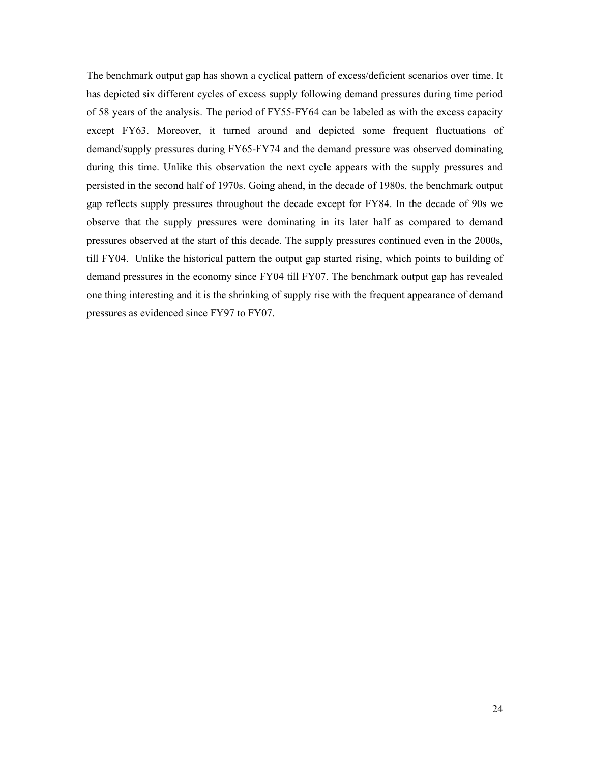The benchmark output gap has shown a cyclical pattern of excess/deficient scenarios over time. It has depicted six different cycles of excess supply following demand pressures during time period of 58 years of the analysis. The period of FY55-FY64 can be labeled as with the excess capacity except FY63. Moreover, it turned around and depicted some frequent fluctuations of demand/supply pressures during FY65-FY74 and the demand pressure was observed dominating during this time. Unlike this observation the next cycle appears with the supply pressures and persisted in the second half of 1970s. Going ahead, in the decade of 1980s, the benchmark output gap reflects supply pressures throughout the decade except for FY84. In the decade of 90s we observe that the supply pressures were dominating in its later half as compared to demand pressures observed at the start of this decade. The supply pressures continued even in the 2000s, till FY04. Unlike the historical pattern the output gap started rising, which points to building of demand pressures in the economy since FY04 till FY07. The benchmark output gap has revealed one thing interesting and it is the shrinking of supply rise with the frequent appearance of demand pressures as evidenced since FY97 to FY07.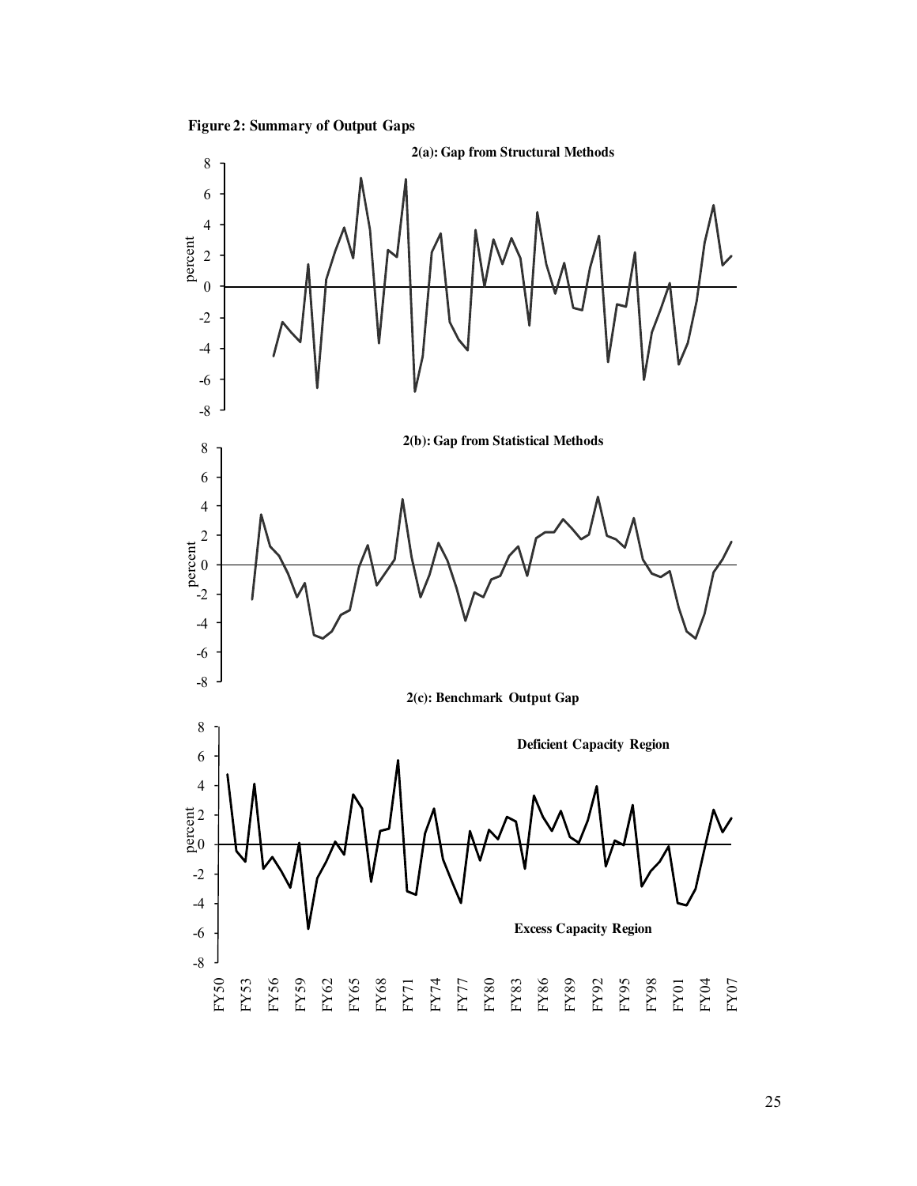**Figure 2: Summary of Output Gaps**

2(a): Gap from Structural Methods

percent

8
6
4
2
0
-2
-4
-6
-8

2(b): Gap from Statistical Methods

percent

8
6
4
2
0
-2
-4
-6
-8

2(c): Benchmark Output Gap

percent

8
6
4
2
0
-2
-4
-6
-8

Deficient Capacity Region

Excess Capacity Region

FY50 FY53 FY56 FY59 FY62 FY65 FY68 FY71 FY74 FY77 FY80 FY83 FY86 FY89 FY92 FY95 FY98 FY01 FY04 FY07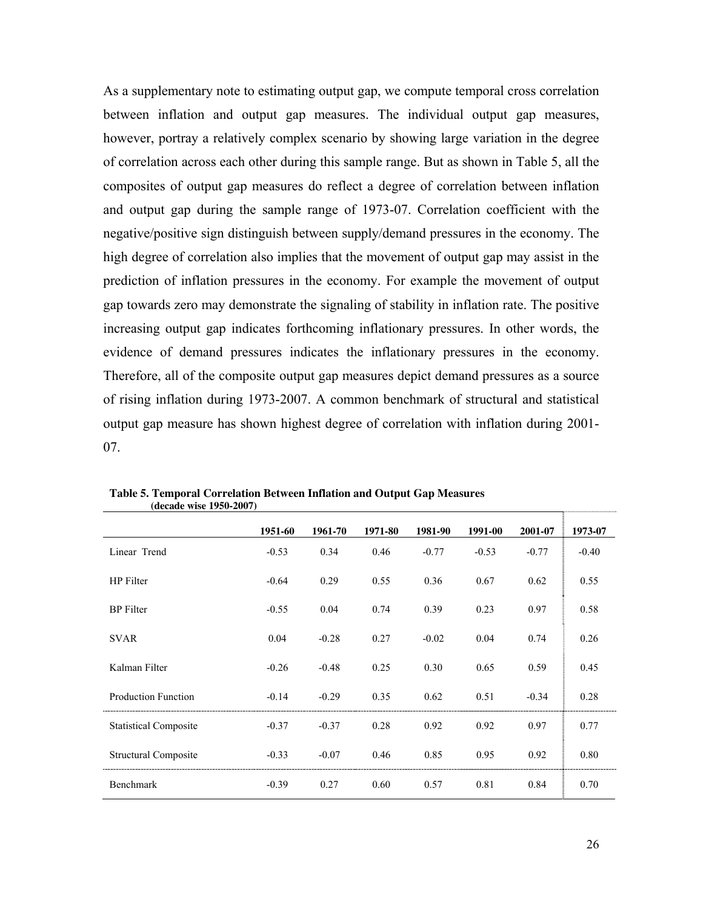As a supplementary note to estimating output gap, we compute temporal cross correlation between inflation and output gap measures. The individual output gap measures, however, portray a relatively complex scenario by showing large variation in the degree of correlation across each other during this sample range. But as shown in Table 5, all the composites of output gap measures do reflect a degree of correlation between inflation and output gap during the sample range of 1973-07. Correlation coefficient with the negative/positive sign distinguish between supply/demand pressures in the economy. The high degree of correlation also implies that the movement of output gap may assist in the prediction of inflation pressures in the economy. For example the movement of output gap towards zero may demonstrate the signaling of stability in inflation rate. The positive increasing output gap indicates forthcoming inflationary pressures. In other words, the evidence of demand pressures indicates the inflationary pressures in the economy. Therefore, all of the composite output gap measures depict demand pressures as a source of rising inflation during 1973-2007. A common benchmark of structural and statistical output gap measure has shown highest degree of correlation with inflation during 2001-07.

**Table 5. Temporal Correlation Between Inflation and Output Gap Measures (decade wise 1950-2007)**

| | 1951-60 | 1961-70 | 1971-80 | 1981-90 | 1991-00 | 2001-07 | 1973-07 |
|---|---|---|---|---|---|---|---|
| Linear Trend | -0.53 | 0.34 | 0.46 | -0.77 | -0.53 | -0.77 | -0.40 |
| HP Filter | -0.64 | 0.29 | 0.55 | 0.36 | 0.67 | 0.62 | 0.55 |
| BP Filter | -0.55 | 0.04 | 0.74 | 0.39 | 0.23 | 0.97 | 0.58 |
| SVAR | 0.04 | -0.28 | 0.27 | -0.02 | 0.04 | 0.74 | 0.26 |
| Kalman Filter | -0.26 | -0.48 | 0.25 | 0.30 | 0.65 | 0.59 | 0.45 |
| Production Function | -0.14 | -0.29 | 0.35 | 0.62 | 0.51 | -0.34 | 0.28 |
| Statistical Composite | -0.37 | -0.37 | 0.28 | 0.92 | 0.92 | 0.97 | 0.77 |
| Structural Composite | -0.33 | -0.07 | 0.46 | 0.85 | 0.95 | 0.92 | 0.80 |
| Benchmark | -0.39 | 0.27 | 0.60 | 0.57 | 0.81 | 0.84 | 0.70 |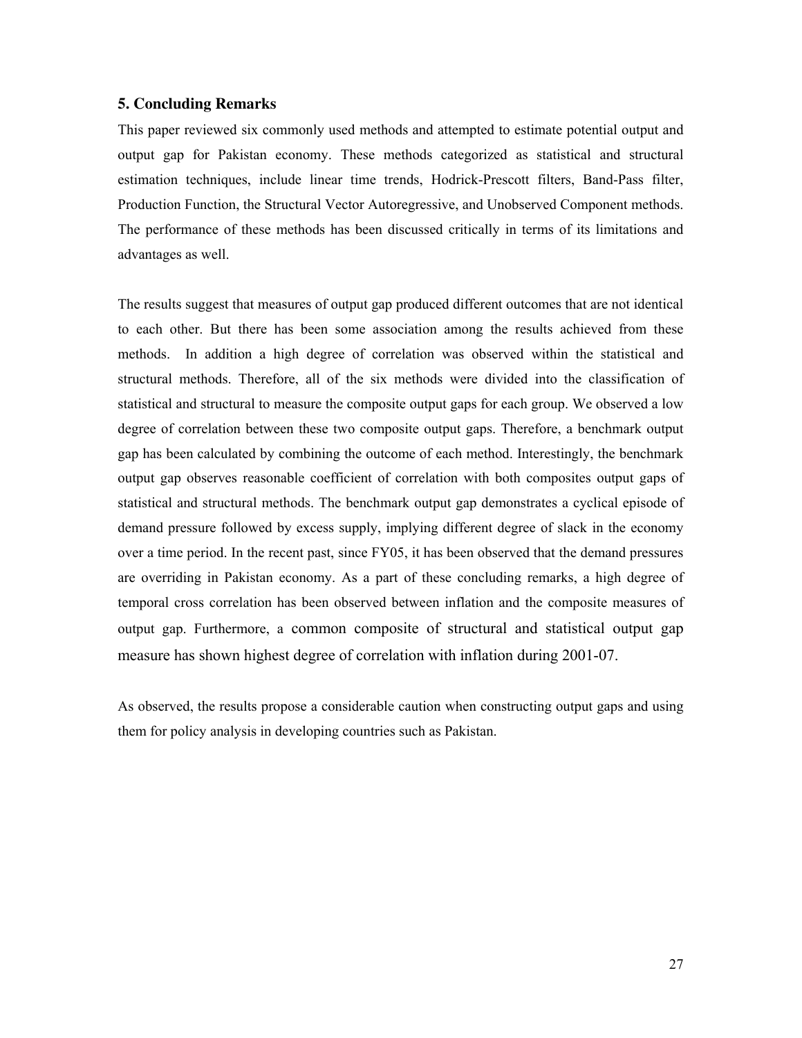## 5. Concluding Remarks

This paper reviewed six commonly used methods and attempted to estimate potential output and output gap for Pakistan economy. These methods categorized as statistical and structural estimation techniques, include linear time trends, Hodrick-Prescott filters, Band-Pass filter, Production Function, the Structural Vector Autoregressive, and Unobserved Component methods. The performance of these methods has been discussed critically in terms of its limitations and advantages as well.

The results suggest that measures of output gap produced different outcomes that are not identical to each other. But there has been some association among the results achieved from these methods. In addition a high degree of correlation was observed within the statistical and structural methods. Therefore, all of the six methods were divided into the classification of statistical and structural to measure the composite output gaps for each group. We observed a low degree of correlation between these two composite output gaps. Therefore, a benchmark output gap has been calculated by combining the outcome of each method. Interestingly, the benchmark output gap observes reasonable coefficient of correlation with both composites output gaps of statistical and structural methods. The benchmark output gap demonstrates a cyclical episode of demand pressure followed by excess supply, implying different degree of slack in the economy over a time period. In the recent past, since FY05, it has been observed that the demand pressures are overriding in Pakistan economy. As a part of these concluding remarks, a high degree of temporal cross correlation has been observed between inflation and the composite measures of output gap. Furthermore, a common composite of structural and statistical output gap measure has shown highest degree of correlation with inflation during 2001-07.

As observed, the results propose a considerable caution when constructing output gaps and using them for policy analysis in developing countries such as Pakistan.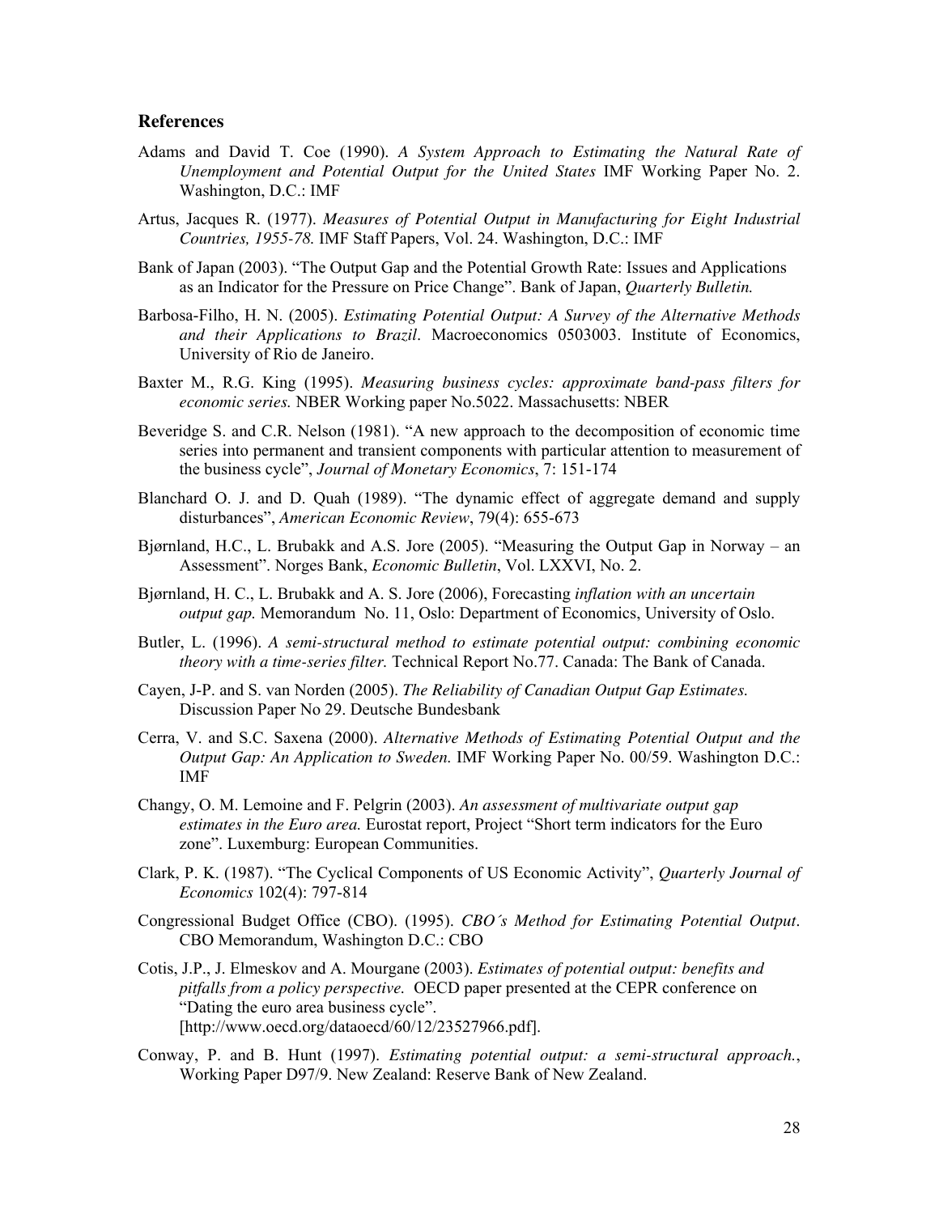## References

Adams and David T. Coe (1990). *A System Approach to Estimating the Natural Rate of Unemployment and Potential Output for the United States* IMF Working Paper No. 2. Washington, D.C.: IMF

Artus, Jacques R. (1977). *Measures of Potential Output in Manufacturing for Eight Industrial Countries, 1955-78.* IMF Staff Papers, Vol. 24. Washington, D.C.: IMF

Bank of Japan (2003). "The Output Gap and the Potential Growth Rate: Issues and Applications as an Indicator for the Pressure on Price Change". Bank of Japan, *Quarterly Bulletin.*

Barbosa-Filho, H. N. (2005). *Estimating Potential Output: A Survey of the Alternative Methods and their Applications to Brazil*. Macroeconomics 0503003. Institute of Economics, University of Rio de Janeiro.

Baxter M., R.G. King (1995). *Measuring business cycles: approximate band-pass filters for economic series.* NBER Working paper No.5022. Massachusetts: NBER

Beveridge S. and C.R. Nelson (1981). "A new approach to the decomposition of economic time series into permanent and transient components with particular attention to measurement of the business cycle", *Journal of Monetary Economics*, 7: 151-174

Blanchard O. J. and D. Quah (1989). "The dynamic effect of aggregate demand and supply disturbances", *American Economic Review*, 79(4): 655-673

Bjørnland, H.C., L. Brubakk and A.S. Jore (2005). "Measuring the Output Gap in Norway – an Assessment". Norges Bank, *Economic Bulletin*, Vol. LXXVI, No. 2.

Bjørnland, H. C., L. Brubakk and A. S. Jore (2006), Forecasting *inflation with an uncertain output gap.* Memorandum No. 11, Oslo: Department of Economics, University of Oslo.

Butler, L. (1996). *A semi-structural method to estimate potential output: combining economic theory with a time-series filter.* Technical Report No.77. Canada: The Bank of Canada.

Cayen, J-P. and S. van Norden (2005). *The Reliability of Canadian Output Gap Estimates.* Discussion Paper No 29. Deutsche Bundesbank

Cerra, V. and S.C. Saxena (2000). *Alternative Methods of Estimating Potential Output and the Output Gap: An Application to Sweden.* IMF Working Paper No. 00/59. Washington D.C.: IMF

Changy, O. M. Lemoine and F. Pelgrin (2003). *An assessment of multivariate output gap estimates in the Euro area.* Eurostat report, Project "Short term indicators for the Euro zone". Luxemburg: European Communities.

Clark, P. K. (1987). "The Cyclical Components of US Economic Activity", *Quarterly Journal of Economics* 102(4): 797-814

Congressional Budget Office (CBO). (1995). *CBO´s Method for Estimating Potential Output*. CBO Memorandum, Washington D.C.: CBO

Cotis, J.P., J. Elmeskov and A. Mourgane (2003). *Estimates of potential output: benefits and pitfalls from a policy perspective.* OECD paper presented at the CEPR conference on "Dating the euro area business cycle". [http://www.oecd.org/dataoecd/60/12/23527966.pdf].

Conway, P. and B. Hunt (1997). *Estimating potential output: a semi-structural approach.*, Working Paper D97/9. New Zealand: Reserve Bank of New Zealand.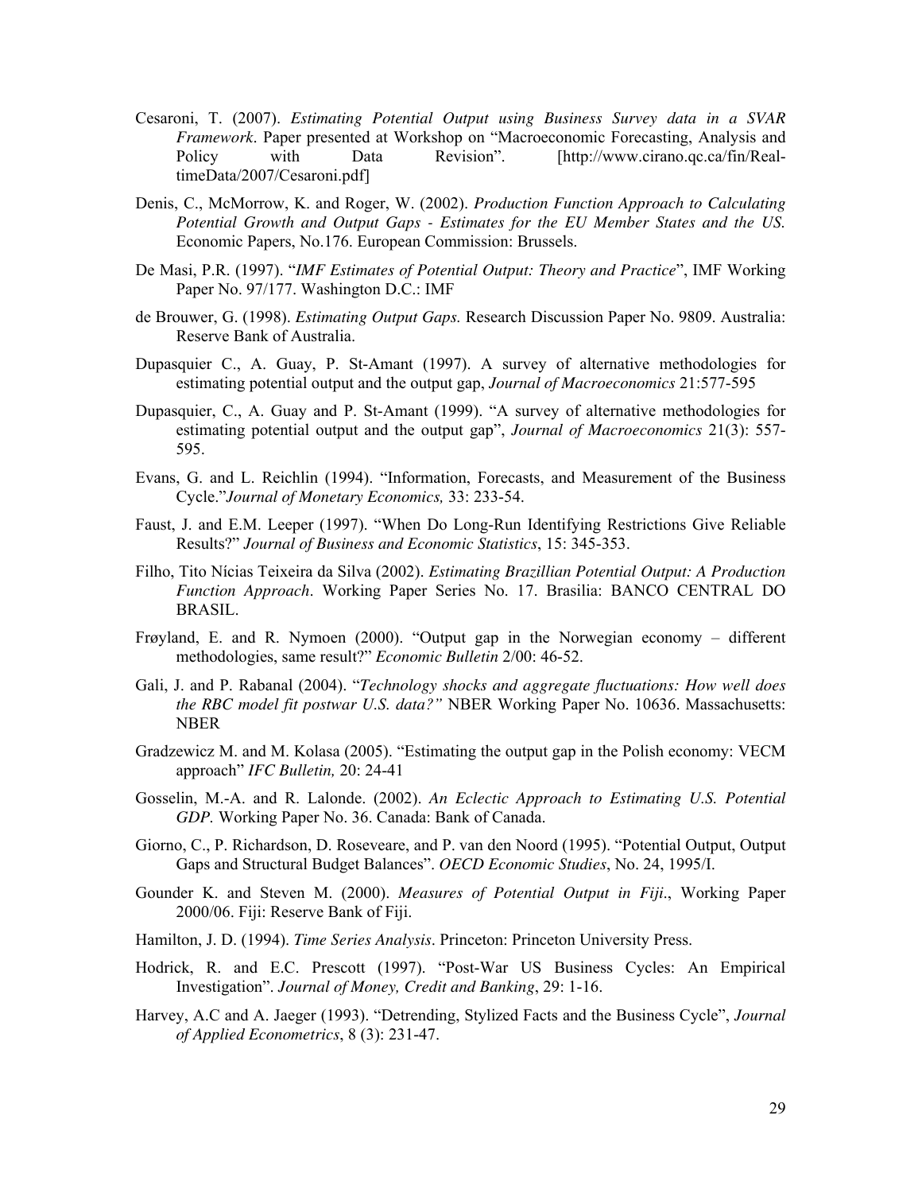Cesaroni, T. (2007). *Estimating Potential Output using Business Survey data in a SVAR Framework*. Paper presented at Workshop on "Macroeconomic Forecasting, Analysis and Policy with Data Revision". [http://www.cirano.qc.ca/fin/Real-timeData/2007/Cesaroni.pdf]

Denis, C., McMorrow, K. and Roger, W. (2002). *Production Function Approach to Calculating Potential Growth and Output Gaps - Estimates for the EU Member States and the US.* Economic Papers, No.176. European Commission: Brussels.

De Masi, P.R. (1997). "*IMF Estimates of Potential Output: Theory and Practice*", IMF Working Paper No. 97/177. Washington D.C.: IMF

de Brouwer, G. (1998). *Estimating Output Gaps.* Research Discussion Paper No. 9809. Australia: Reserve Bank of Australia.

Dupasquier C., A. Guay, P. St-Amant (1997). A survey of alternative methodologies for estimating potential output and the output gap, *Journal of Macroeconomics* 21:577-595

Dupasquier, C., A. Guay and P. St-Amant (1999). "A survey of alternative methodologies for estimating potential output and the output gap", *Journal of Macroeconomics* 21(3): 557-595.

Evans, G. and L. Reichlin (1994). "Information, Forecasts, and Measurement of the Business Cycle."*Journal of Monetary Economics,* 33: 233-54.

Faust, J. and E.M. Leeper (1997). "When Do Long-Run Identifying Restrictions Give Reliable Results?" *Journal of Business and Economic Statistics*, 15: 345-353.

Filho, Tito Nícias Teixeira da Silva (2002). *Estimating Brazillian Potential Output: A Production Function Approach*. Working Paper Series No. 17. Brasilia: BANCO CENTRAL DO BRASIL.

Frøyland, E. and R. Nymoen (2000). "Output gap in the Norwegian economy – different methodologies, same result?" *Economic Bulletin* 2/00: 46-52.

Gali, J. and P. Rabanal (2004). "*Technology shocks and aggregate fluctuations: How well does the RBC model fit postwar U.S. data?"* NBER Working Paper No. 10636. Massachusetts: NBER

Gradzewicz M. and M. Kolasa (2005). "Estimating the output gap in the Polish economy: VECM approach" *IFC Bulletin,* 20: 24-41

Gosselin, M.-A. and R. Lalonde. (2002). *An Eclectic Approach to Estimating U.S. Potential GDP.* Working Paper No. 36. Canada: Bank of Canada.

Giorno, C., P. Richardson, D. Roseveare, and P. van den Noord (1995). "Potential Output, Output Gaps and Structural Budget Balances". *OECD Economic Studies*, No. 24, 1995/I.

Gounder K. and Steven M. (2000). *Measures of Potential Output in Fiji*., Working Paper 2000/06. Fiji: Reserve Bank of Fiji.

Hamilton, J. D. (1994). *Time Series Analysis*. Princeton: Princeton University Press.

Hodrick, R. and E.C. Prescott (1997). "Post-War US Business Cycles: An Empirical Investigation". *Journal of Money, Credit and Banking*, 29: 1-16.

Harvey, A.C and A. Jaeger (1993). "Detrending, Stylized Facts and the Business Cycle", *Journal of Applied Econometrics*, 8 (3): 231-47.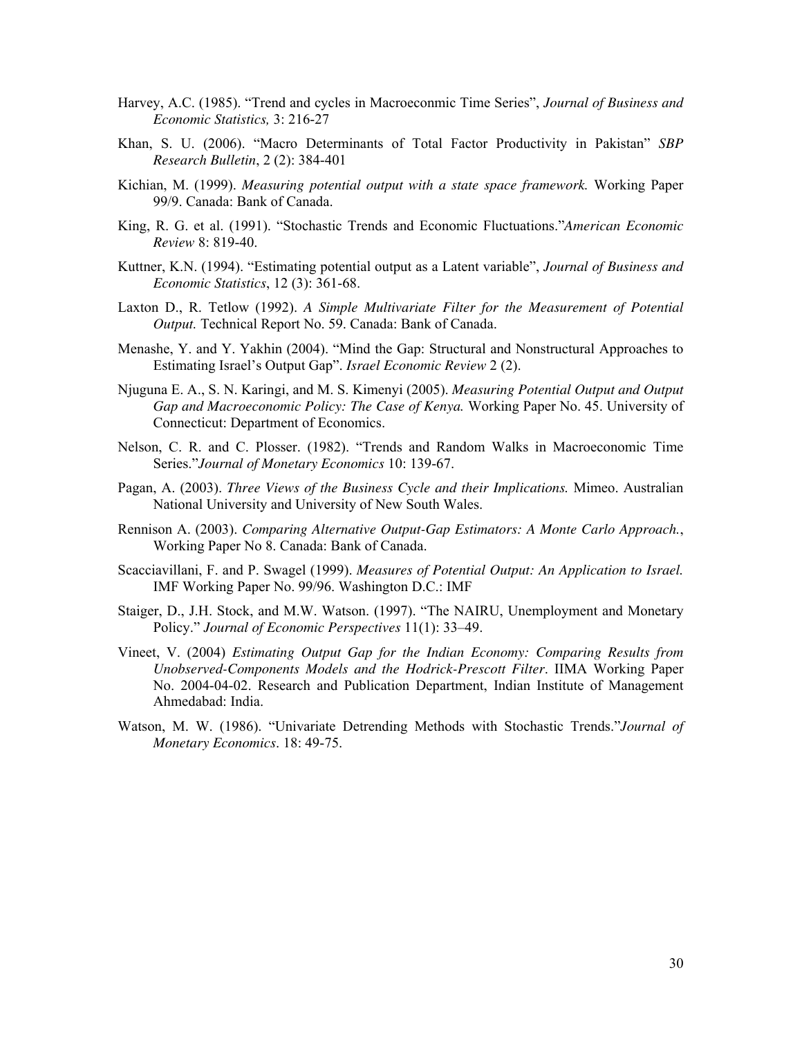Harvey, A.C. (1985). "Trend and cycles in Macroeconmic Time Series", *Journal of Business and Economic Statistics,* 3: 216-27

Khan, S. U. (2006). "Macro Determinants of Total Factor Productivity in Pakistan" *SBP Research Bulletin*, 2 (2): 384-401

Kichian, M. (1999). *Measuring potential output with a state space framework.* Working Paper 99/9. Canada: Bank of Canada.

King, R. G. et al. (1991). "Stochastic Trends and Economic Fluctuations."*American Economic Review* 8: 819-40.

Kuttner, K.N. (1994). "Estimating potential output as a Latent variable", *Journal of Business and Economic Statistics*, 12 (3): 361-68.

Laxton D., R. Tetlow (1992). *A Simple Multivariate Filter for the Measurement of Potential Output.* Technical Report No. 59. Canada: Bank of Canada.

Menashe, Y. and Y. Yakhin (2004). "Mind the Gap: Structural and Nonstructural Approaches to Estimating Israel's Output Gap". *Israel Economic Review* 2 (2).

Njuguna E. A., S. N. Karingi, and M. S. Kimenyi (2005). *Measuring Potential Output and Output Gap and Macroeconomic Policy: The Case of Kenya.* Working Paper No. 45. University of Connecticut: Department of Economics.

Nelson, C. R. and C. Plosser. (1982). "Trends and Random Walks in Macroeconomic Time Series."*Journal of Monetary Economics* 10: 139-67.

Pagan, A. (2003). *Three Views of the Business Cycle and their Implications.* Mimeo. Australian National University and University of New South Wales.

Rennison A. (2003). *Comparing Alternative Output-Gap Estimators: A Monte Carlo Approach.*, Working Paper No 8. Canada: Bank of Canada.

Scacciavillani, F. and P. Swagel (1999). *Measures of Potential Output: An Application to Israel.* IMF Working Paper No. 99/96. Washington D.C.: IMF

Staiger, D., J.H. Stock, and M.W. Watson. (1997). "The NAIRU, Unemployment and Monetary Policy." *Journal of Economic Perspectives* 11(1): 33–49.

Vineet, V. (2004) *Estimating Output Gap for the Indian Economy: Comparing Results from Unobserved-Components Models and the Hodrick-Prescott Filter*. IIMA Working Paper No. 2004-04-02. Research and Publication Department, Indian Institute of Management Ahmedabad: India.

Watson, M. W. (1986). "Univariate Detrending Methods with Stochastic Trends."*Journal of Monetary Economics*. 18: 49-75.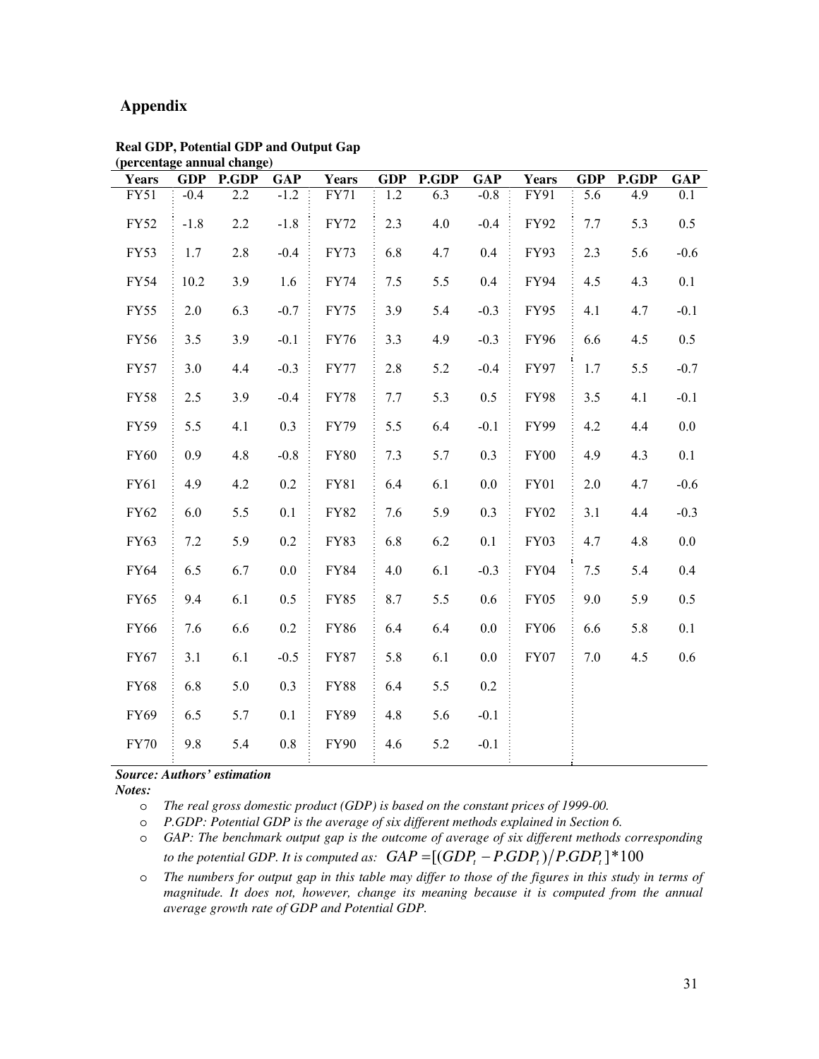# Appendix

**Real GDP, Potential GDP and Output Gap**
**(percentage annual change)**

| Years | GDP | P.GDP | GAP | Years | GDP | P.GDP | GAP | Years | GDP | P.GDP | GAP |
|---|---|---|---|---|---|---|---|---|---|---|---|
| FY51 | -0.4 | 2.2 | -1.2 | FY71 | 1.2 | 6.3 | -0.8 | FY91 | 5.6 | 4.9 | 0.1 |
| FY52 | -1.8 | 2.2 | -1.8 | FY72 | 2.3 | 4.0 | -0.4 | FY92 | 7.7 | 5.3 | 0.5 |
| FY53 | 1.7 | 2.8 | -0.4 | FY73 | 6.8 | 4.7 | 0.4 | FY93 | 2.3 | 5.6 | -0.6 |
| FY54 | 10.2 | 3.9 | 1.6 | FY74 | 7.5 | 5.5 | 0.4 | FY94 | 4.5 | 4.3 | 0.1 |
| FY55 | 2.0 | 6.3 | -0.7 | FY75 | 3.9 | 5.4 | -0.3 | FY95 | 4.1 | 4.7 | -0.1 |
| FY56 | 3.5 | 3.9 | -0.1 | FY76 | 3.3 | 4.9 | -0.3 | FY96 | 6.6 | 4.5 | 0.5 |
| FY57 | 3.0 | 4.4 | -0.3 | FY77 | 2.8 | 5.2 | -0.4 | FY97 | 1.7 | 5.5 | -0.7 |
| FY58 | 2.5 | 3.9 | -0.4 | FY78 | 7.7 | 5.3 | 0.5 | FY98 | 3.5 | 4.1 | -0.1 |
| FY59 | 5.5 | 4.1 | 0.3 | FY79 | 5.5 | 6.4 | -0.1 | FY99 | 4.2 | 4.4 | 0.0 |
| FY60 | 0.9 | 4.8 | -0.8 | FY80 | 7.3 | 5.7 | 0.3 | FY00 | 4.9 | 4.3 | 0.1 |
| FY61 | 4.9 | 4.2 | 0.2 | FY81 | 6.4 | 6.1 | 0.0 | FY01 | 2.0 | 4.7 | -0.6 |
| FY62 | 6.0 | 5.5 | 0.1 | FY82 | 7.6 | 5.9 | 0.3 | FY02 | 3.1 | 4.4 | -0.3 |
| FY63 | 7.2 | 5.9 | 0.2 | FY83 | 6.8 | 6.2 | 0.1 | FY03 | 4.7 | 4.8 | 0.0 |
| FY64 | 6.5 | 6.7 | 0.0 | FY84 | 4.0 | 6.1 | -0.3 | FY04 | 7.5 | 5.4 | 0.4 |
| FY65 | 9.4 | 6.1 | 0.5 | FY85 | 8.7 | 5.5 | 0.6 | FY05 | 9.0 | 5.9 | 0.5 |
| FY66 | 7.6 | 6.6 | 0.2 | FY86 | 6.4 | 6.4 | 0.0 | FY06 | 6.6 | 5.8 | 0.1 |
| FY67 | 3.1 | 6.1 | -0.5 | FY87 | 5.8 | 6.1 | 0.0 | FY07 | 7.0 | 4.5 | 0.6 |
| FY68 | 6.8 | 5.0 | 0.3 | FY88 | 6.4 | 5.5 | 0.2 | | | | |
| FY69 | 6.5 | 5.7 | 0.1 | FY89 | 4.8 | 5.6 | -0.1 | | | | |
| FY70 | 9.8 | 5.4 | 0.8 | FY90 | 4.6 | 5.2 | -0.1 | | | | |

***Source: Authors' estimation***

***Notes:***

- *The real gross domestic product (GDP) is based on the constant prices of 1999-00.*
- *P.GDP: Potential GDP is the average of six different methods explained in Section 6.*
- *GAP: The benchmark output gap is the outcome of average of six different methods corresponding to the potential GDP. It is computed as:* $GAP = [(GDP_t - P.GDP_t)/P.GDP_t]*100$
- *The numbers for output gap in this table may differ to those of the figures in this study in terms of magnitude. It does not, however, change its meaning because it is computed from the annual average growth rate of GDP and Potential GDP.*